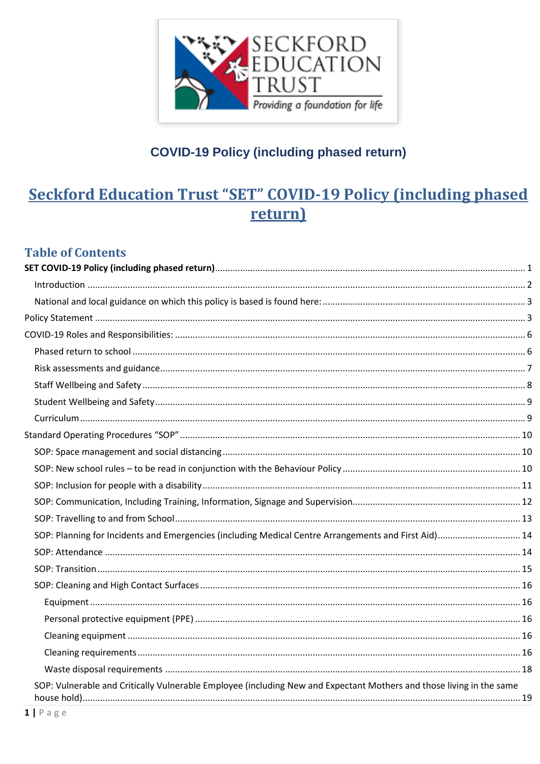## COVID-19 Policy (including phased return)

# Seckford Education Trust "SET" COVID-19 Policy (including phased return)

## Table of Contents

**SET COVID-19 Policy (including phased return)** ........ 1

- Introduction ........ 2
- National and local guidance on which this policy is based is found here: ........ 3

Policy Statement ........ 3

COVID-19 Roles and Responsibilities: ........ 6

- Phased return to school ........ 6
- Risk assessments and guidance ........ 7
- Staff Wellbeing and Safety ........ 8
- Student Wellbeing and Safety ........ 9
- Curriculum ........ 9

Standard Operating Procedures "SOP" ........ 10

- SOP: Space management and social distancing ........ 10
- SOP: New school rules – to be read in conjunction with the Behaviour Policy ........ 10
- SOP: Inclusion for people with a disability ........ 11
- SOP: Communication, Including Training, Information, Signage and Supervision ........ 12
- SOP: Travelling to and from School ........ 13
- SOP: Planning for Incidents and Emergencies (including Medical Centre Arrangements and First Aid) ........ 14
- SOP: Attendance ........ 14
- SOP: Transition ........ 15
- SOP: Cleaning and High Contact Surfaces ........ 16
  - Equipment ........ 16
  - Personal protective equipment (PPE) ........ 16
  - Cleaning equipment ........ 16
  - Cleaning requirements ........ 16
  - Waste disposal requirements ........ 18
- SOP: Vulnerable and Critically Vulnerable Employee (including New and Expectant Mothers and those living in the same house hold) ........ 19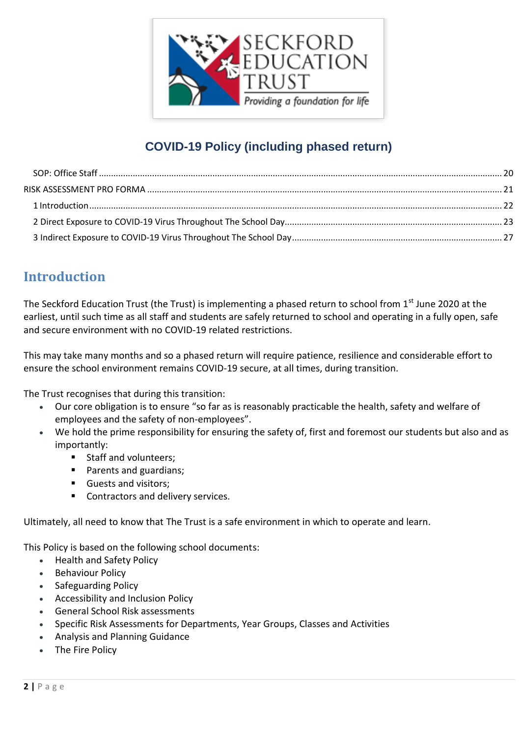## COVID-19 Policy (including phased return)

SOP: Office Staff .......... 20
RISK ASSESSMENT PRO FORMA .......... 21
1 Introduction .......... 22
2 Direct Exposure to COVID-19 Virus Throughout The School Day .......... 23
3 Indirect Exposure to COVID-19 Virus Throughout The School Day .......... 27

# Introduction

The Seckford Education Trust (the Trust) is implementing a phased return to school from 1st June 2020 at the earliest, until such time as all staff and students are safely returned to school and operating in a fully open, safe and secure environment with no COVID-19 related restrictions.

This may take many months and so a phased return will require patience, resilience and considerable effort to ensure the school environment remains COVID-19 secure, at all times, during transition.

The Trust recognises that during this transition:

- Our core obligation is to ensure "so far as is reasonably practicable the health, safety and welfare of employees and the safety of non-employees".
- We hold the prime responsibility for ensuring the safety of, first and foremost our students but also and as importantly:
  - Staff and volunteers;
  - Parents and guardians;
  - Guests and visitors;
  - Contractors and delivery services.

Ultimately, all need to know that The Trust is a safe environment in which to operate and learn.

This Policy is based on the following school documents:

- Health and Safety Policy
- Behaviour Policy
- Safeguarding Policy
- Accessibility and Inclusion Policy
- General School Risk assessments
- Specific Risk Assessments for Departments, Year Groups, Classes and Activities
- Analysis and Planning Guidance
- The Fire Policy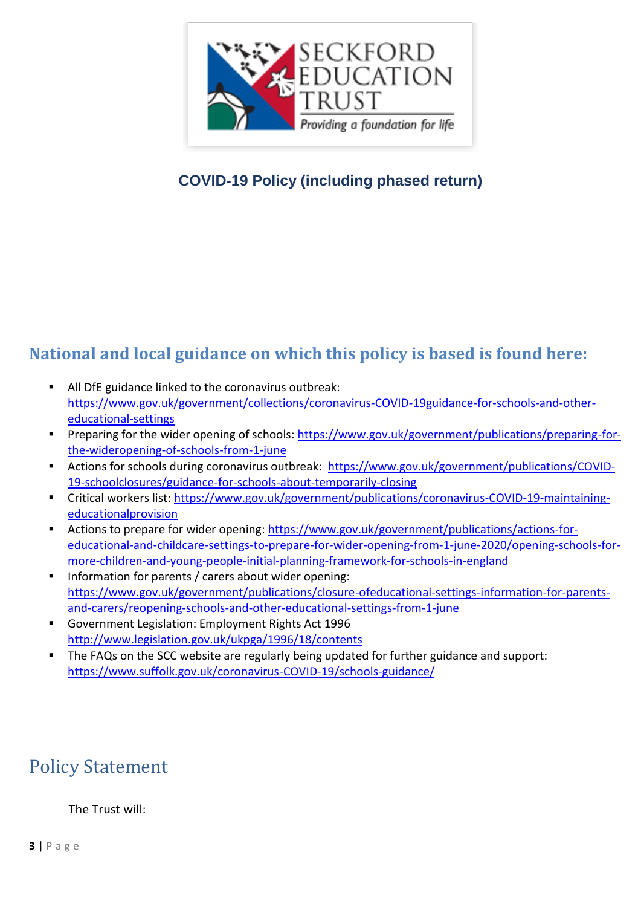# COVID-19 Policy (including phased return)

## National and local guidance on which this policy is based is found here:

- All DfE guidance linked to the coronavirus outbreak: https://www.gov.uk/government/collections/coronavirus-COVID-19guidance-for-schools-and-other-educational-settings
- Preparing for the wider opening of schools: https://www.gov.uk/government/publications/preparing-for-the-wideropening-of-schools-from-1-june
- Actions for schools during coronavirus outbreak: https://www.gov.uk/government/publications/COVID-19-schoolclosures/guidance-for-schools-about-temporarily-closing
- Critical workers list: https://www.gov.uk/government/publications/coronavirus-COVID-19-maintaining-educationalprovision
- Actions to prepare for wider opening: https://www.gov.uk/government/publications/actions-for-educational-and-childcare-settings-to-prepare-for-wider-opening-from-1-june-2020/opening-schools-for-more-children-and-young-people-initial-planning-framework-for-schools-in-england
- Information for parents / carers about wider opening: https://www.gov.uk/government/publications/closure-ofeducational-settings-information-for-parents-and-carers/reopening-schools-and-other-educational-settings-from-1-june
- Government Legislation: Employment Rights Act 1996 http://www.legislation.gov.uk/ukpga/1996/18/contents
- The FAQs on the SCC website are regularly being updated for further guidance and support: https://www.suffolk.gov.uk/coronavirus-COVID-19/schools-guidance/

## Policy Statement

The Trust will: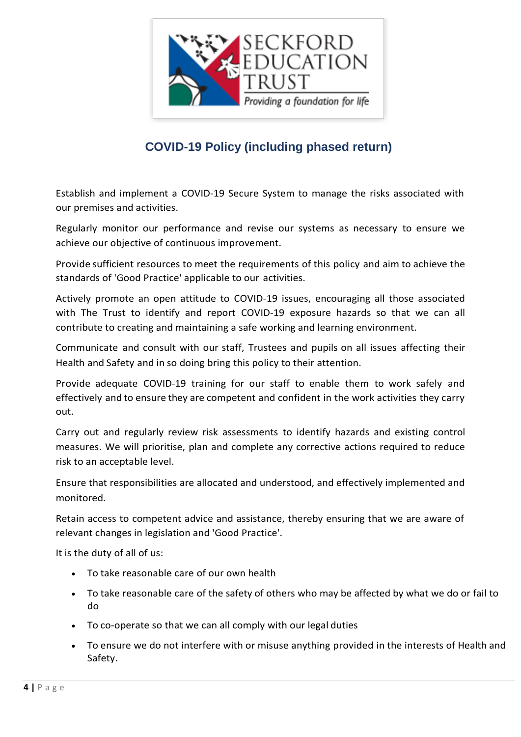## COVID-19 Policy (including phased return)

Establish and implement a COVID-19 Secure System to manage the risks associated with our premises and activities.

Regularly monitor our performance and revise our systems as necessary to ensure we achieve our objective of continuous improvement.

Provide sufficient resources to meet the requirements of this policy and aim to achieve the standards of 'Good Practice' applicable to our activities.

Actively promote an open attitude to COVID-19 issues, encouraging all those associated with The Trust to identify and report COVID-19 exposure hazards so that we can all contribute to creating and maintaining a safe working and learning environment.

Communicate and consult with our staff, Trustees and pupils on all issues affecting their Health and Safety and in so doing bring this policy to their attention.

Provide adequate COVID-19 training for our staff to enable them to work safely and effectively and to ensure they are competent and confident in the work activities they carry out.

Carry out and regularly review risk assessments to identify hazards and existing control measures. We will prioritise, plan and complete any corrective actions required to reduce risk to an acceptable level.

Ensure that responsibilities are allocated and understood, and effectively implemented and monitored.

Retain access to competent advice and assistance, thereby ensuring that we are aware of relevant changes in legislation and 'Good Practice'.

It is the duty of all of us:

- To take reasonable care of our own health
- To take reasonable care of the safety of others who may be affected by what we do or fail to do
- To co-operate so that we can all comply with our legal duties
- To ensure we do not interfere with or misuse anything provided in the interests of Health and Safety.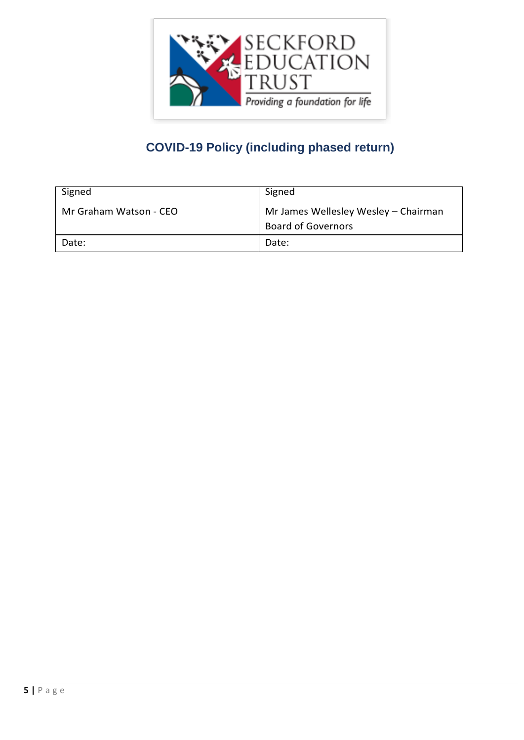# COVID-19 Policy (including phased return)

| Signed | Signed |
|---|---|
| Mr Graham Watson - CEO | Mr James Wellesley Wesley – Chairman Board of Governors |
| Date: | Date: |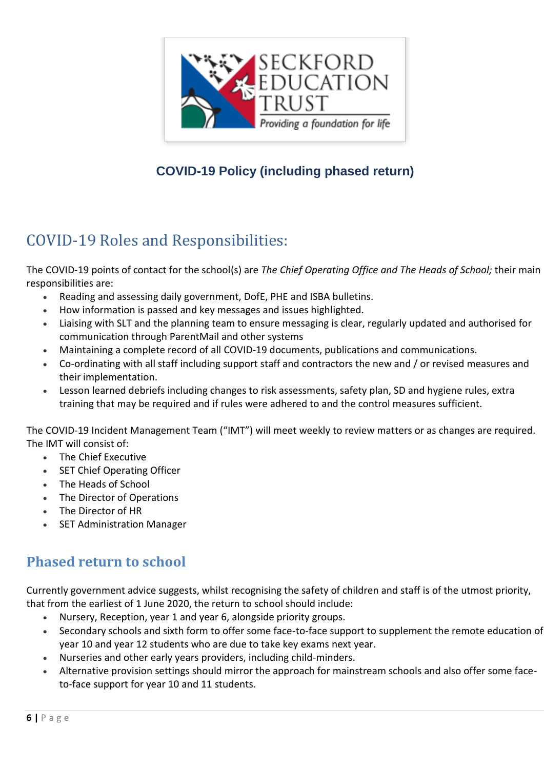**COVID-19 Policy (including phased return)**

## COVID-19 Roles and Responsibilities:

The COVID-19 points of contact for the school(s) are *The Chief Operating Office and The Heads of School;* their main responsibilities are:

- Reading and assessing daily government, DofE, PHE and ISBA bulletins.
- How information is passed and key messages and issues highlighted.
- Liaising with SLT and the planning team to ensure messaging is clear, regularly updated and authorised for communication through ParentMail and other systems
- Maintaining a complete record of all COVID-19 documents, publications and communications.
- Co-ordinating with all staff including support staff and contractors the new and / or revised measures and their implementation.
- Lesson learned debriefs including changes to risk assessments, safety plan, SD and hygiene rules, extra training that may be required and if rules were adhered to and the control measures sufficient.

The COVID-19 Incident Management Team ("IMT") will meet weekly to review matters or as changes are required. The IMT will consist of:

- The Chief Executive
- SET Chief Operating Officer
- The Heads of School
- The Director of Operations
- The Director of HR
- SET Administration Manager

## Phased return to school

Currently government advice suggests, whilst recognising the safety of children and staff is of the utmost priority, that from the earliest of 1 June 2020, the return to school should include:

- Nursery, Reception, year 1 and year 6, alongside priority groups.
- Secondary schools and sixth form to offer some face-to-face support to supplement the remote education of year 10 and year 12 students who are due to take key exams next year.
- Nurseries and other early years providers, including child-minders.
- Alternative provision settings should mirror the approach for mainstream schools and also offer some face-to-face support for year 10 and 11 students.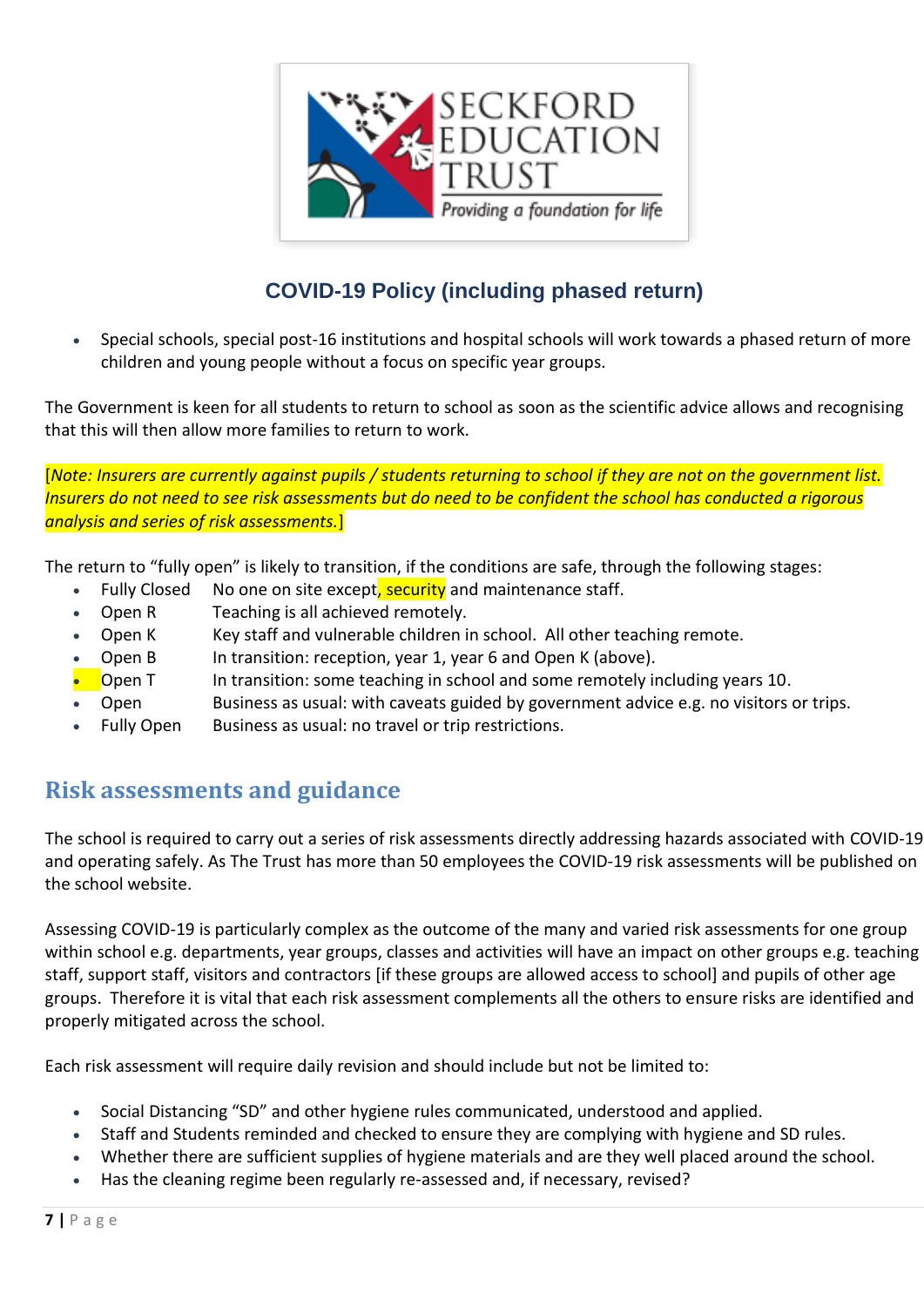## COVID-19 Policy (including phased return)

- Special schools, special post-16 institutions and hospital schools will work towards a phased return of more children and young people without a focus on specific year groups.

The Government is keen for all students to return to school as soon as the scientific advice allows and recognising that this will then allow more families to return to work.

[*Note: Insurers are currently against pupils / students returning to school if they are not on the government list. Insurers do not need to see risk assessments but do need to be confident the school has conducted a rigorous analysis and series of risk assessments.*]

The return to "fully open" is likely to transition, if the conditions are safe, through the following stages:

- Fully Closed — No one on site except, security and maintenance staff.
- Open R — Teaching is all achieved remotely.
- Open K — Key staff and vulnerable children in school. All other teaching remote.
- Open B — In transition: reception, year 1, year 6 and Open K (above).
- Open T — In transition: some teaching in school and some remotely including years 10.
- Open — Business as usual: with caveats guided by government advice e.g. no visitors or trips.
- Fully Open — Business as usual: no travel or trip restrictions.

## Risk assessments and guidance

The school is required to carry out a series of risk assessments directly addressing hazards associated with COVID-19 and operating safely. As The Trust has more than 50 employees the COVID-19 risk assessments will be published on the school website.

Assessing COVID-19 is particularly complex as the outcome of the many and varied risk assessments for one group within school e.g. departments, year groups, classes and activities will have an impact on other groups e.g. teaching staff, support staff, visitors and contractors [if these groups are allowed access to school] and pupils of other age groups. Therefore it is vital that each risk assessment complements all the others to ensure risks are identified and properly mitigated across the school.

Each risk assessment will require daily revision and should include but not be limited to:

- Social Distancing "SD" and other hygiene rules communicated, understood and applied.
- Staff and Students reminded and checked to ensure they are complying with hygiene and SD rules.
- Whether there are sufficient supplies of hygiene materials and are they well placed around the school.
- Has the cleaning regime been regularly re-assessed and, if necessary, revised?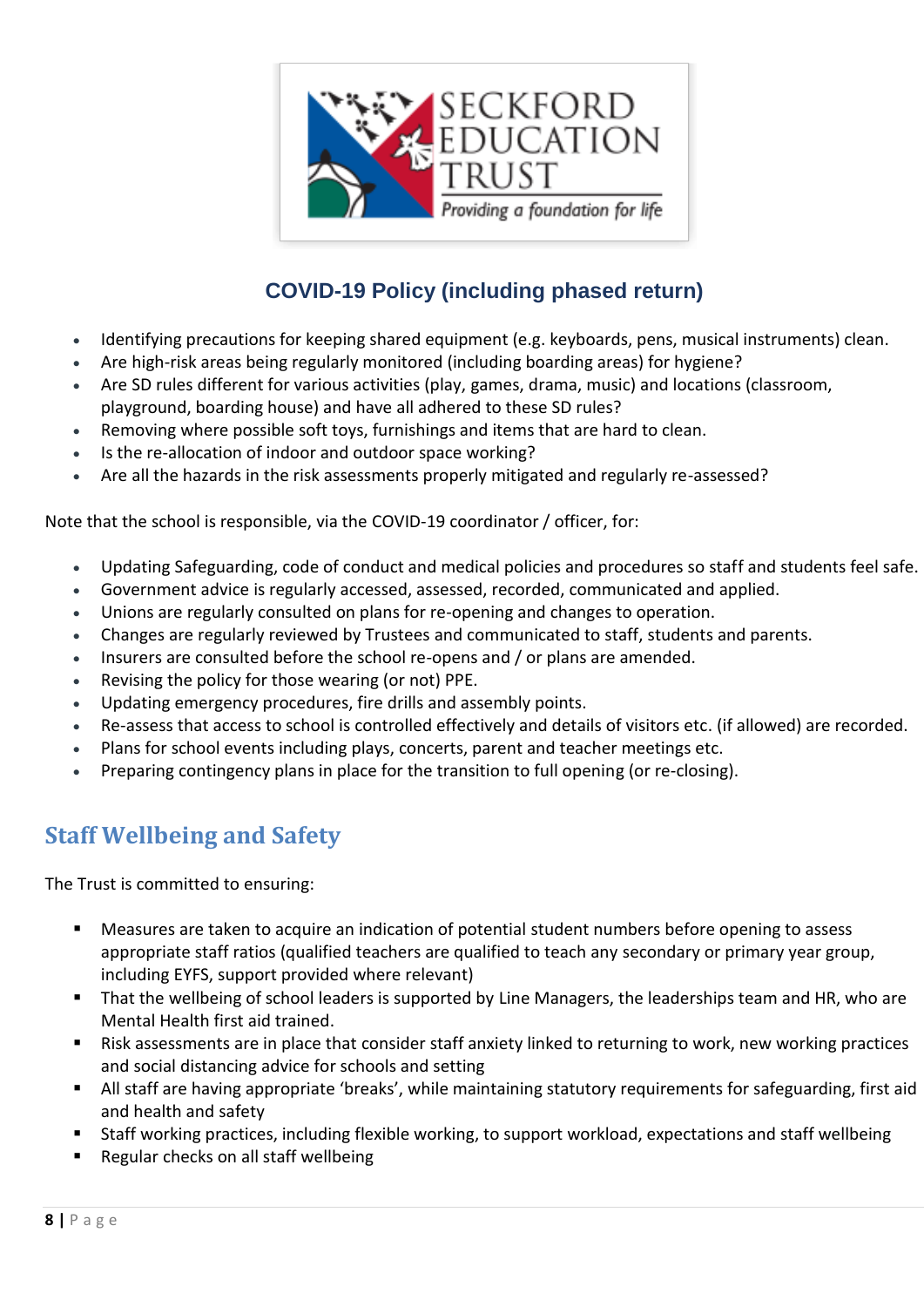- Identifying precautions for keeping shared equipment (e.g. keyboards, pens, musical instruments) clean.
- Are high-risk areas being regularly monitored (including boarding areas) for hygiene?
- Are SD rules different for various activities (play, games, drama, music) and locations (classroom, playground, boarding house) and have all adhered to these SD rules?
- Removing where possible soft toys, furnishings and items that are hard to clean.
- Is the re-allocation of indoor and outdoor space working?
- Are all the hazards in the risk assessments properly mitigated and regularly re-assessed?

Note that the school is responsible, via the COVID-19 coordinator / officer, for:

- Updating Safeguarding, code of conduct and medical policies and procedures so staff and students feel safe.
- Government advice is regularly accessed, assessed, recorded, communicated and applied.
- Unions are regularly consulted on plans for re-opening and changes to operation.
- Changes are regularly reviewed by Trustees and communicated to staff, students and parents.
- Insurers are consulted before the school re-opens and / or plans are amended.
- Revising the policy for those wearing (or not) PPE.
- Updating emergency procedures, fire drills and assembly points.
- Re-assess that access to school is controlled effectively and details of visitors etc. (if allowed) are recorded.
- Plans for school events including plays, concerts, parent and teacher meetings etc.
- Preparing contingency plans in place for the transition to full opening (or re-closing).

## Staff Wellbeing and Safety

The Trust is committed to ensuring:

- Measures are taken to acquire an indication of potential student numbers before opening to assess appropriate staff ratios (qualified teachers are qualified to teach any secondary or primary year group, including EYFS, support provided where relevant)
- That the wellbeing of school leaders is supported by Line Managers, the leaderships team and HR, who are Mental Health first aid trained.
- Risk assessments are in place that consider staff anxiety linked to returning to work, new working practices and social distancing advice for schools and setting
- All staff are having appropriate 'breaks', while maintaining statutory requirements for safeguarding, first aid and health and safety
- Staff working practices, including flexible working, to support workload, expectations and staff wellbeing
- Regular checks on all staff wellbeing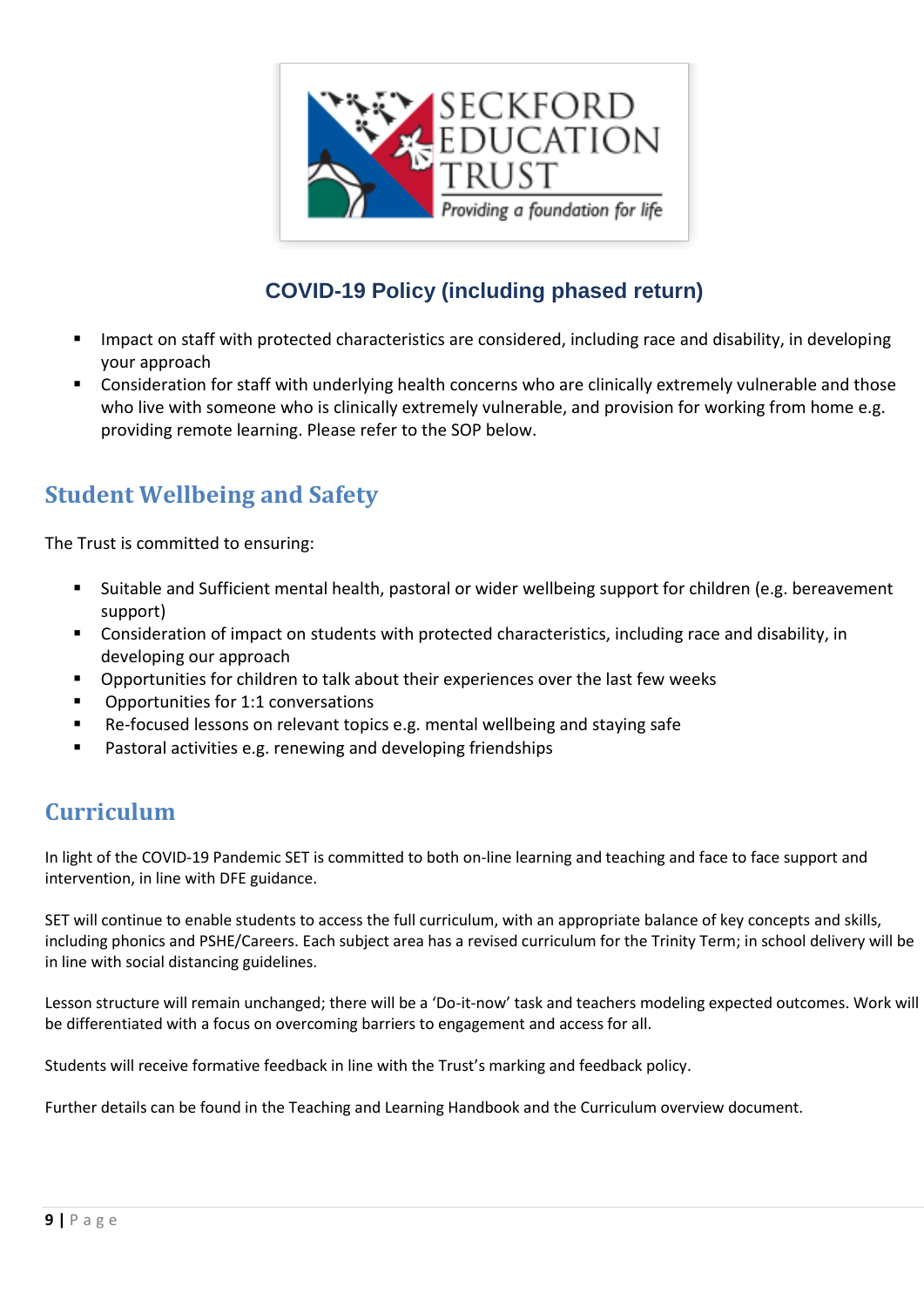- Impact on staff with protected characteristics are considered, including race and disability, in developing your approach
- Consideration for staff with underlying health concerns who are clinically extremely vulnerable and those who live with someone who is clinically extremely vulnerable, and provision for working from home e.g. providing remote learning. Please refer to the SOP below.

## Student Wellbeing and Safety

The Trust is committed to ensuring:

- Suitable and Sufficient mental health, pastoral or wider wellbeing support for children (e.g. bereavement support)
- Consideration of impact on students with protected characteristics, including race and disability, in developing our approach
- Opportunities for children to talk about their experiences over the last few weeks
- Opportunities for 1:1 conversations
- Re-focused lessons on relevant topics e.g. mental wellbeing and staying safe
- Pastoral activities e.g. renewing and developing friendships

## Curriculum

In light of the COVID-19 Pandemic SET is committed to both on-line learning and teaching and face to face support and intervention, in line with DFE guidance.

SET will continue to enable students to access the full curriculum, with an appropriate balance of key concepts and skills, including phonics and PSHE/Careers. Each subject area has a revised curriculum for the Trinity Term; in school delivery will be in line with social distancing guidelines.

Lesson structure will remain unchanged; there will be a 'Do-it-now' task and teachers modeling expected outcomes. Work will be differentiated with a focus on overcoming barriers to engagement and access for all.

Students will receive formative feedback in line with the Trust's marking and feedback policy.

Further details can be found in the Teaching and Learning Handbook and the Curriculum overview document.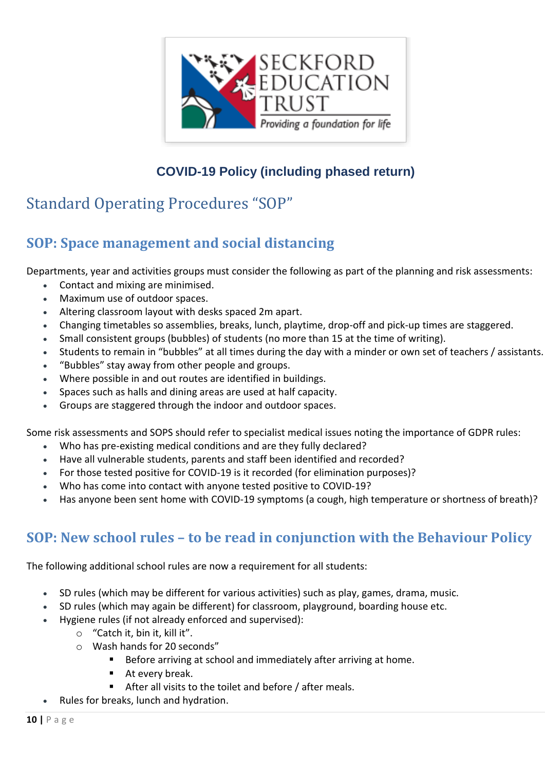**COVID-19 Policy (including phased return)**

# Standard Operating Procedures "SOP"

## SOP: Space management and social distancing

Departments, year and activities groups must consider the following as part of the planning and risk assessments:

- Contact and mixing are minimised.
- Maximum use of outdoor spaces.
- Altering classroom layout with desks spaced 2m apart.
- Changing timetables so assemblies, breaks, lunch, playtime, drop-off and pick-up times are staggered.
- Small consistent groups (bubbles) of students (no more than 15 at the time of writing).
- Students to remain in "bubbles" at all times during the day with a minder or own set of teachers / assistants.
- "Bubbles" stay away from other people and groups.
- Where possible in and out routes are identified in buildings.
- Spaces such as halls and dining areas are used at half capacity.
- Groups are staggered through the indoor and outdoor spaces.

Some risk assessments and SOPS should refer to specialist medical issues noting the importance of GDPR rules:

- Who has pre-existing medical conditions and are they fully declared?
- Have all vulnerable students, parents and staff been identified and recorded?
- For those tested positive for COVID-19 is it recorded (for elimination purposes)?
- Who has come into contact with anyone tested positive to COVID-19?
- Has anyone been sent home with COVID-19 symptoms (a cough, high temperature or shortness of breath)?

## SOP: New school rules – to be read in conjunction with the Behaviour Policy

The following additional school rules are now a requirement for all students:

- SD rules (which may be different for various activities) such as play, games, drama, music.
- SD rules (which may again be different) for classroom, playground, boarding house etc.
- Hygiene rules (if not already enforced and supervised):
  - "Catch it, bin it, kill it".
  - Wash hands for 20 seconds"
    - Before arriving at school and immediately after arriving at home.
    - At every break.
    - After all visits to the toilet and before / after meals.
- Rules for breaks, lunch and hydration.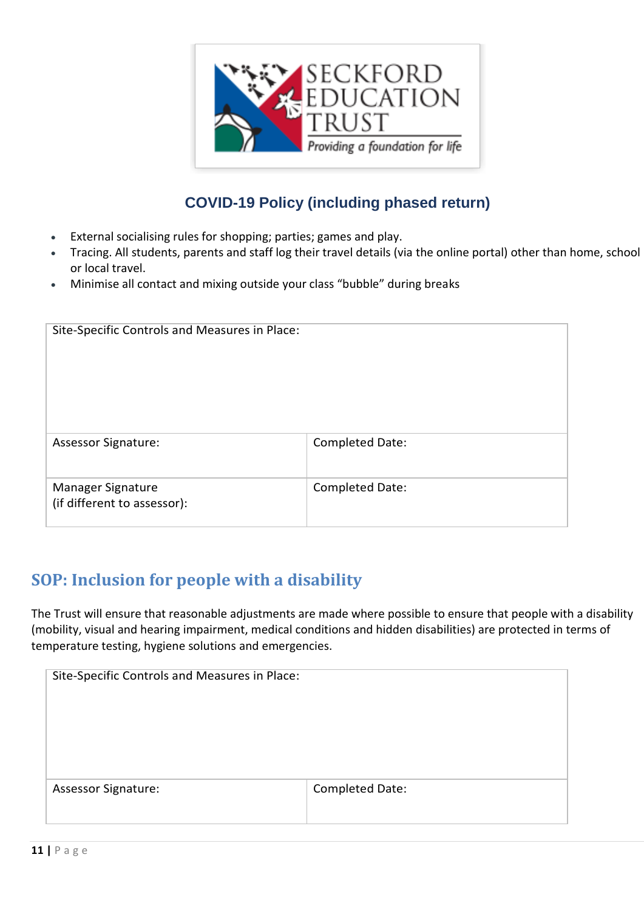- External socialising rules for shopping; parties; games and play.
- Tracing. All students, parents and staff log their travel details (via the online portal) other than home, school or local travel.
- Minimise all contact and mixing outside your class "bubble" during breaks

| Site-Specific Controls and Measures in Place: | |
|---|---|
| Assessor Signature: | Completed Date: |
| Manager Signature (if different to assessor): | Completed Date: |

## SOP: Inclusion for people with a disability

The Trust will ensure that reasonable adjustments are made where possible to ensure that people with a disability (mobility, visual and hearing impairment, medical conditions and hidden disabilities) are protected in terms of temperature testing, hygiene solutions and emergencies.

| Site-Specific Controls and Measures in Place: | |
|---|---|
| Assessor Signature: | Completed Date: |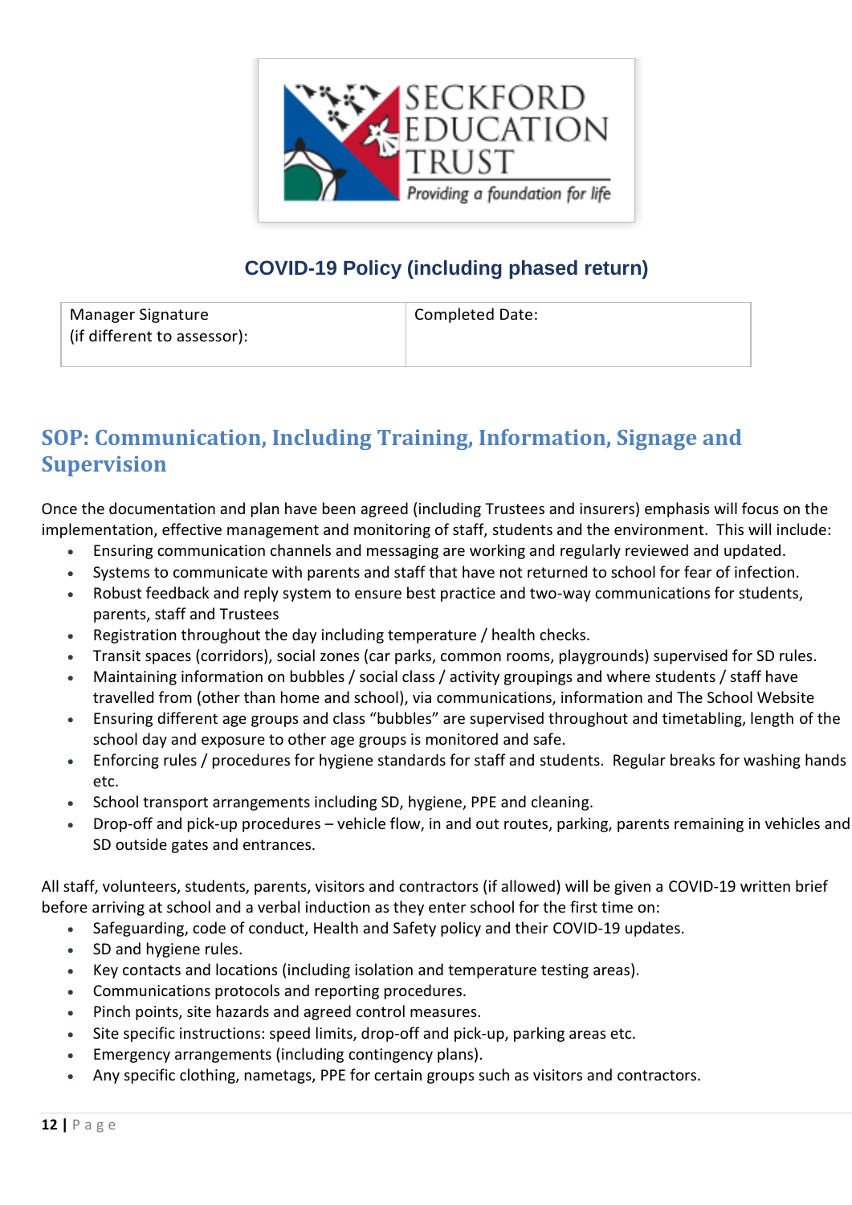SECKFORD EDUCATION TRUST

*Providing a foundation for life*

# COVID-19 Policy (including phased return)

| Manager Signature (if different to assessor): | Completed Date: |
| --- | --- |

## SOP: Communication, Including Training, Information, Signage and Supervision

Once the documentation and plan have been agreed (including Trustees and insurers) emphasis will focus on the implementation, effective management and monitoring of staff, students and the environment. This will include:

- Ensuring communication channels and messaging are working and regularly reviewed and updated.
- Systems to communicate with parents and staff that have not returned to school for fear of infection.
- Robust feedback and reply system to ensure best practice and two-way communications for students, parents, staff and Trustees
- Registration throughout the day including temperature / health checks.
- Transit spaces (corridors), social zones (car parks, common rooms, playgrounds) supervised for SD rules.
- Maintaining information on bubbles / social class / activity groupings and where students / staff have travelled from (other than home and school), via communications, information and The School Website
- Ensuring different age groups and class "bubbles" are supervised throughout and timetabling, length of the school day and exposure to other age groups is monitored and safe.
- Enforcing rules / procedures for hygiene standards for staff and students. Regular breaks for washing hands etc.
- School transport arrangements including SD, hygiene, PPE and cleaning.
- Drop-off and pick-up procedures – vehicle flow, in and out routes, parking, parents remaining in vehicles and SD outside gates and entrances.

All staff, volunteers, students, parents, visitors and contractors (if allowed) will be given a COVID-19 written brief before arriving at school and a verbal induction as they enter school for the first time on:

- Safeguarding, code of conduct, Health and Safety policy and their COVID-19 updates.
- SD and hygiene rules.
- Key contacts and locations (including isolation and temperature testing areas).
- Communications protocols and reporting procedures.
- Pinch points, site hazards and agreed control measures.
- Site specific instructions: speed limits, drop-off and pick-up, parking areas etc.
- Emergency arrangements (including contingency plans).
- Any specific clothing, nametags, PPE for certain groups such as visitors and contractors.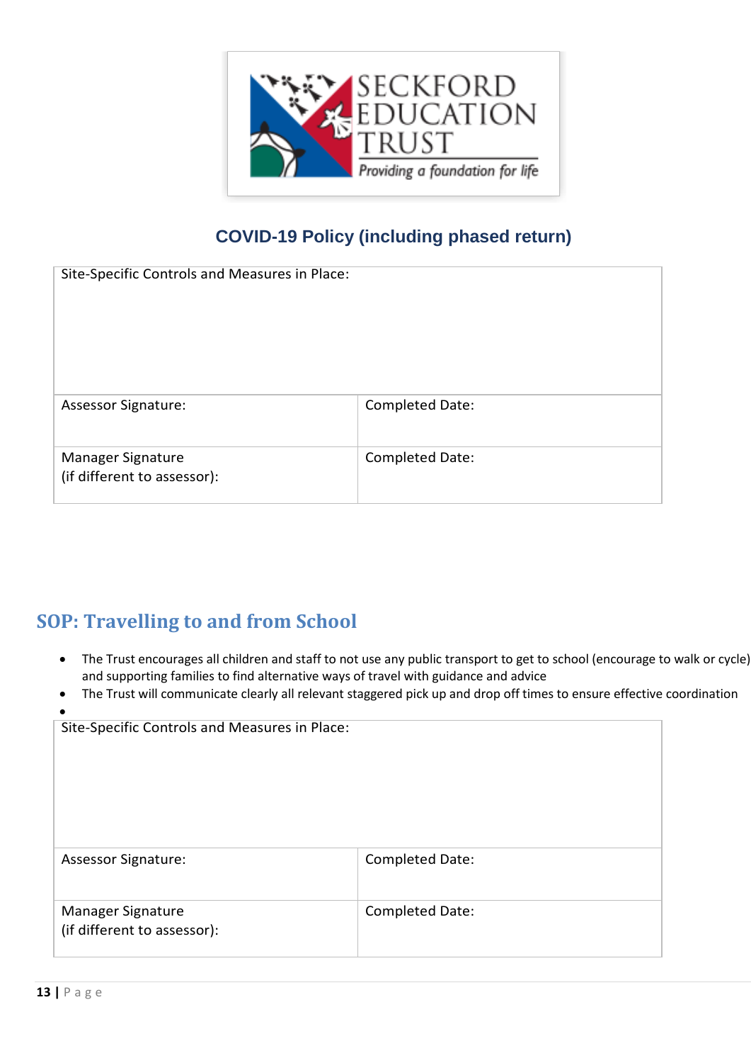# COVID-19 Policy (including phased return)

| Site-Specific Controls and Measures in Place: | |
|---|---|
| Assessor Signature: | Completed Date: |
| Manager Signature<br>(if different to assessor): | Completed Date: |

## SOP: Travelling to and from School

- The Trust encourages all children and staff to not use any public transport to get to school (encourage to walk or cycle) and supporting families to find alternative ways of travel with guidance and advice
- The Trust will communicate clearly all relevant staggered pick up and drop off times to ensure effective coordination
-

| Site-Specific Controls and Measures in Place: | |
|---|---|
| Assessor Signature: | Completed Date: |
| Manager Signature<br>(if different to assessor): | Completed Date: |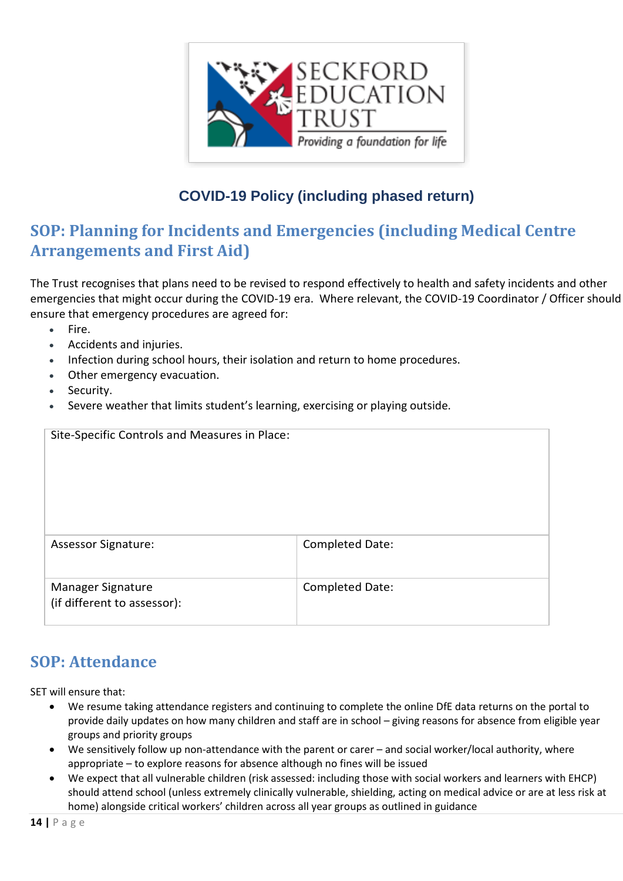**COVID-19 Policy (including phased return)**

## SOP: Planning for Incidents and Emergencies (including Medical Centre Arrangements and First Aid)

The Trust recognises that plans need to be revised to respond effectively to health and safety incidents and other emergencies that might occur during the COVID-19 era. Where relevant, the COVID-19 Coordinator / Officer should ensure that emergency procedures are agreed for:

- Fire.
- Accidents and injuries.
- Infection during school hours, their isolation and return to home procedures.
- Other emergency evacuation.
- Security.
- Severe weather that limits student's learning, exercising or playing outside.

| Site-Specific Controls and Measures in Place: | |
|---|---|
| Assessor Signature: | Completed Date: |
| Manager Signature (if different to assessor): | Completed Date: |

## SOP: Attendance

SET will ensure that:

- We resume taking attendance registers and continuing to complete the online DfE data returns on the portal to provide daily updates on how many children and staff are in school – giving reasons for absence from eligible year groups and priority groups
- We sensitively follow up non-attendance with the parent or carer – and social worker/local authority, where appropriate – to explore reasons for absence although no fines will be issued
- We expect that all vulnerable children (risk assessed: including those with social workers and learners with EHCP) should attend school (unless extremely clinically vulnerable, shielding, acting on medical advice or are at less risk at home) alongside critical workers' children across all year groups as outlined in guidance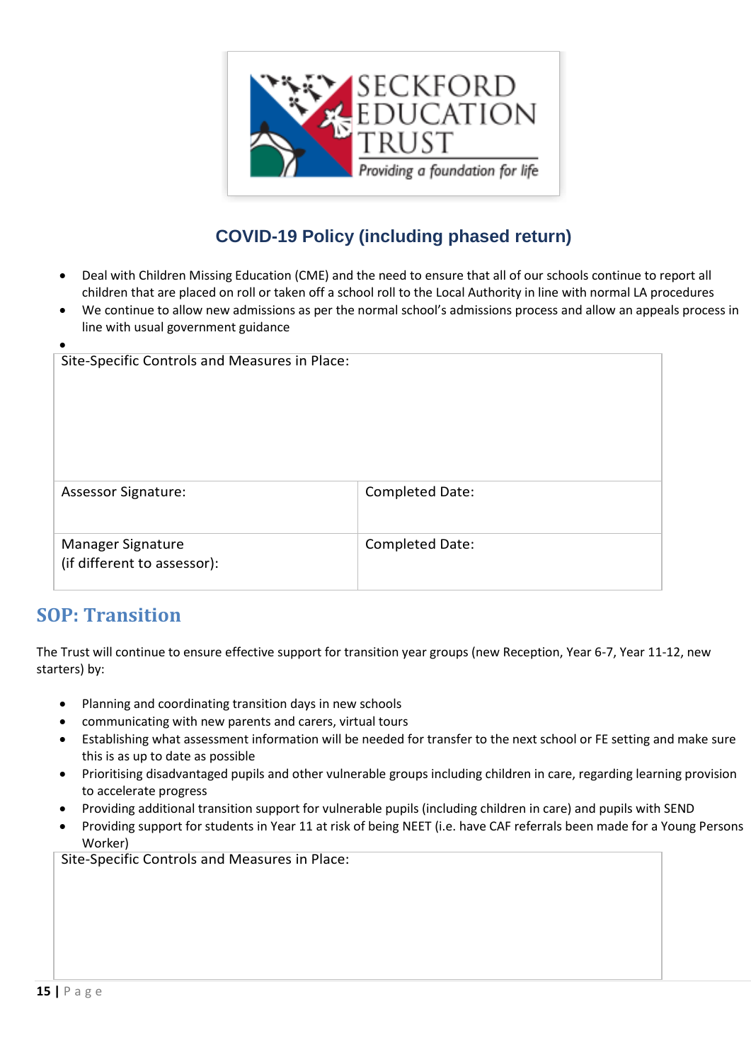- Deal with Children Missing Education (CME) and the need to ensure that all of our schools continue to report all children that are placed on roll or taken off a school roll to the Local Authority in line with normal LA procedures
- We continue to allow new admissions as per the normal school's admissions process and allow an appeals process in line with usual government guidance
- 

| Site-Specific Controls and Measures in Place: | |
|---|---|
| Assessor Signature: | Completed Date: |
| Manager Signature (if different to assessor): | Completed Date: |

## SOP: Transition

The Trust will continue to ensure effective support for transition year groups (new Reception, Year 6-7, Year 11-12, new starters) by:

- Planning and coordinating transition days in new schools
- communicating with new parents and carers, virtual tours
- Establishing what assessment information will be needed for transfer to the next school or FE setting and make sure this is as up to date as possible
- Prioritising disadvantaged pupils and other vulnerable groups including children in care, regarding learning provision to accelerate progress
- Providing additional transition support for vulnerable pupils (including children in care) and pupils with SEND
- Providing support for students in Year 11 at risk of being NEET (i.e. have CAF referrals been made for a Young Persons Worker)

| Site-Specific Controls and Measures in Place: |
|---|
| |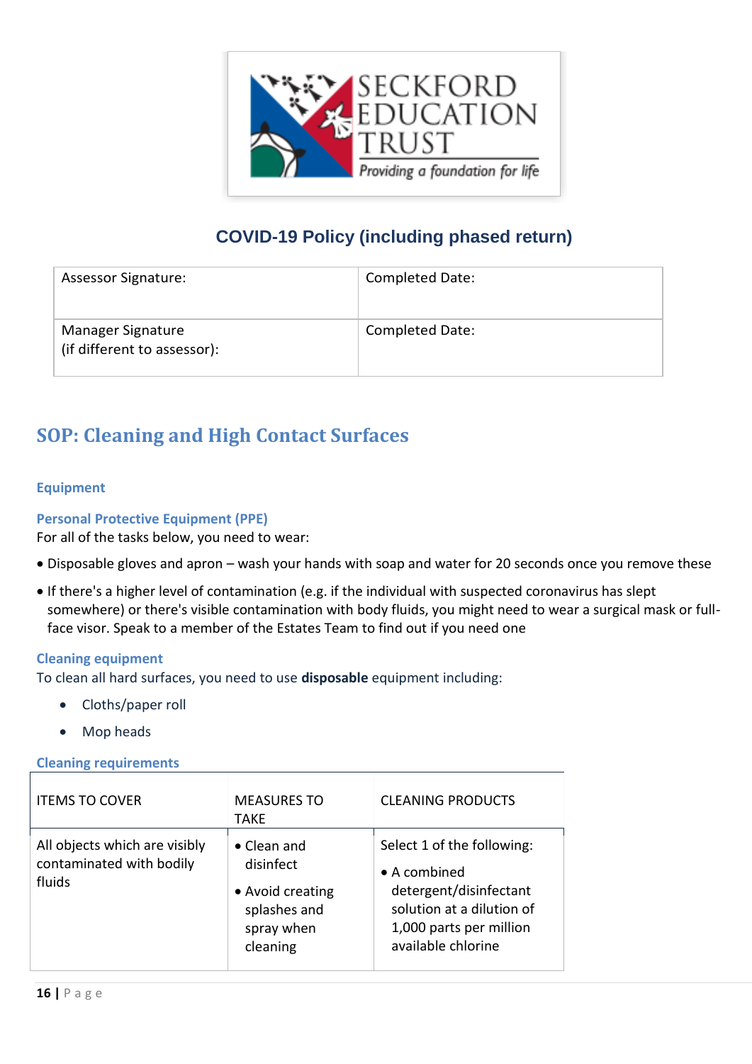# COVID-19 Policy (including phased return)

| Assessor Signature: | Completed Date: |
|---|---|
| Manager Signature<br>(if different to assessor): | Completed Date: |

## SOP: Cleaning and High Contact Surfaces

### Equipment

### Personal Protective Equipment (PPE)

For all of the tasks below, you need to wear:

- Disposable gloves and apron – wash your hands with soap and water for 20 seconds once you remove these
- If there's a higher level of contamination (e.g. if the individual with suspected coronavirus has slept somewhere) or there's visible contamination with body fluids, you might need to wear a surgical mask or full-face visor. Speak to a member of the Estates Team to find out if you need one

### Cleaning equipment

To clean all hard surfaces, you need to use **disposable** equipment including:

- Cloths/paper roll
- Mop heads

### Cleaning requirements

| ITEMS TO COVER | MEASURES TO TAKE | CLEANING PRODUCTS |
|---|---|---|
| All objects which are visibly contaminated with bodily fluids | • Clean and disinfect<br>• Avoid creating splashes and spray when cleaning | Select 1 of the following:<br>• A combined detergent/disinfectant solution at a dilution of 1,000 parts per million available chlorine |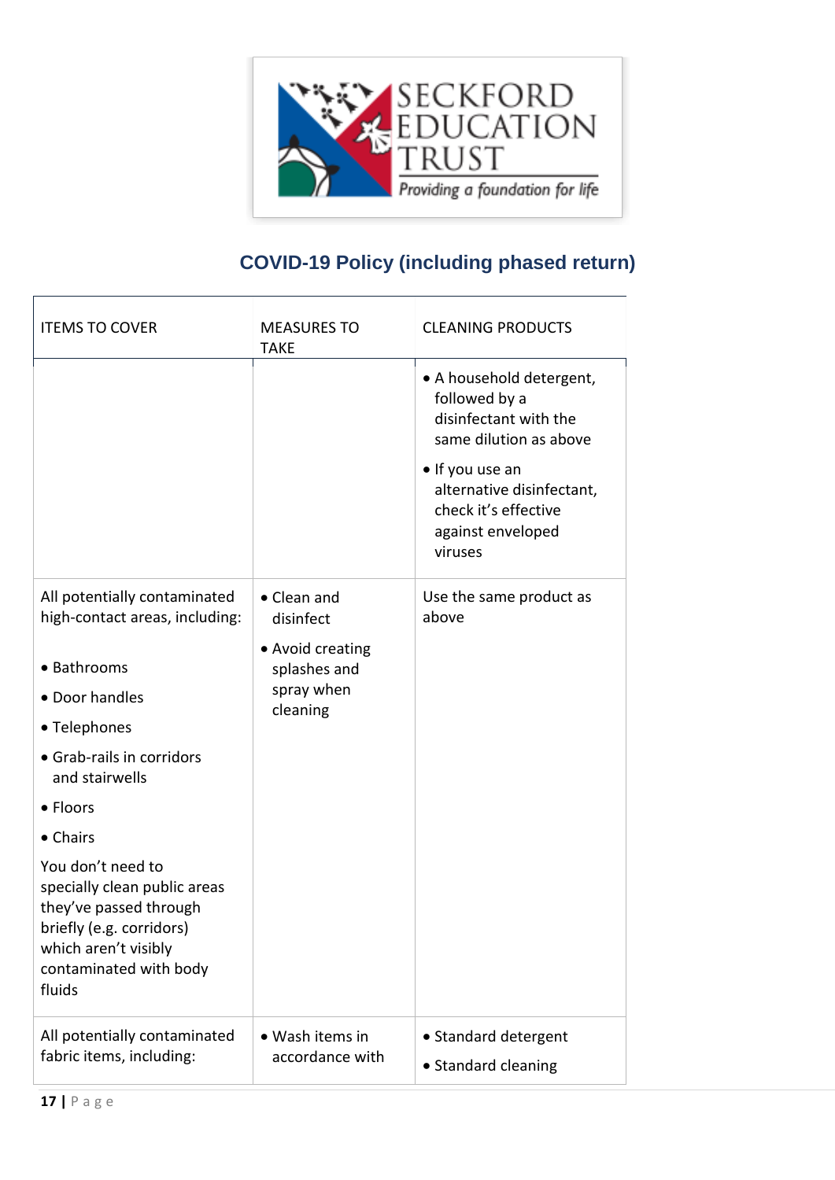## COVID-19 Policy (including phased return)

| ITEMS TO COVER | MEASURES TO TAKE | CLEANING PRODUCTS |
|---|---|---|
| | | • A household detergent, followed by a disinfectant with the same dilution as above<br>• If you use an alternative disinfectant, check it's effective against enveloped viruses |
| All potentially contaminated high-contact areas, including:<br>• Bathrooms<br>• Door handles<br>• Telephones<br>• Grab-rails in corridors and stairwells<br>• Floors<br>• Chairs<br>You don't need to specially clean public areas they've passed through briefly (e.g. corridors) which aren't visibly contaminated with body fluids | • Clean and disinfect<br>• Avoid creating splashes and spray when cleaning | Use the same product as above |
| All potentially contaminated fabric items, including: | • Wash items in accordance with | • Standard detergent<br>• Standard cleaning |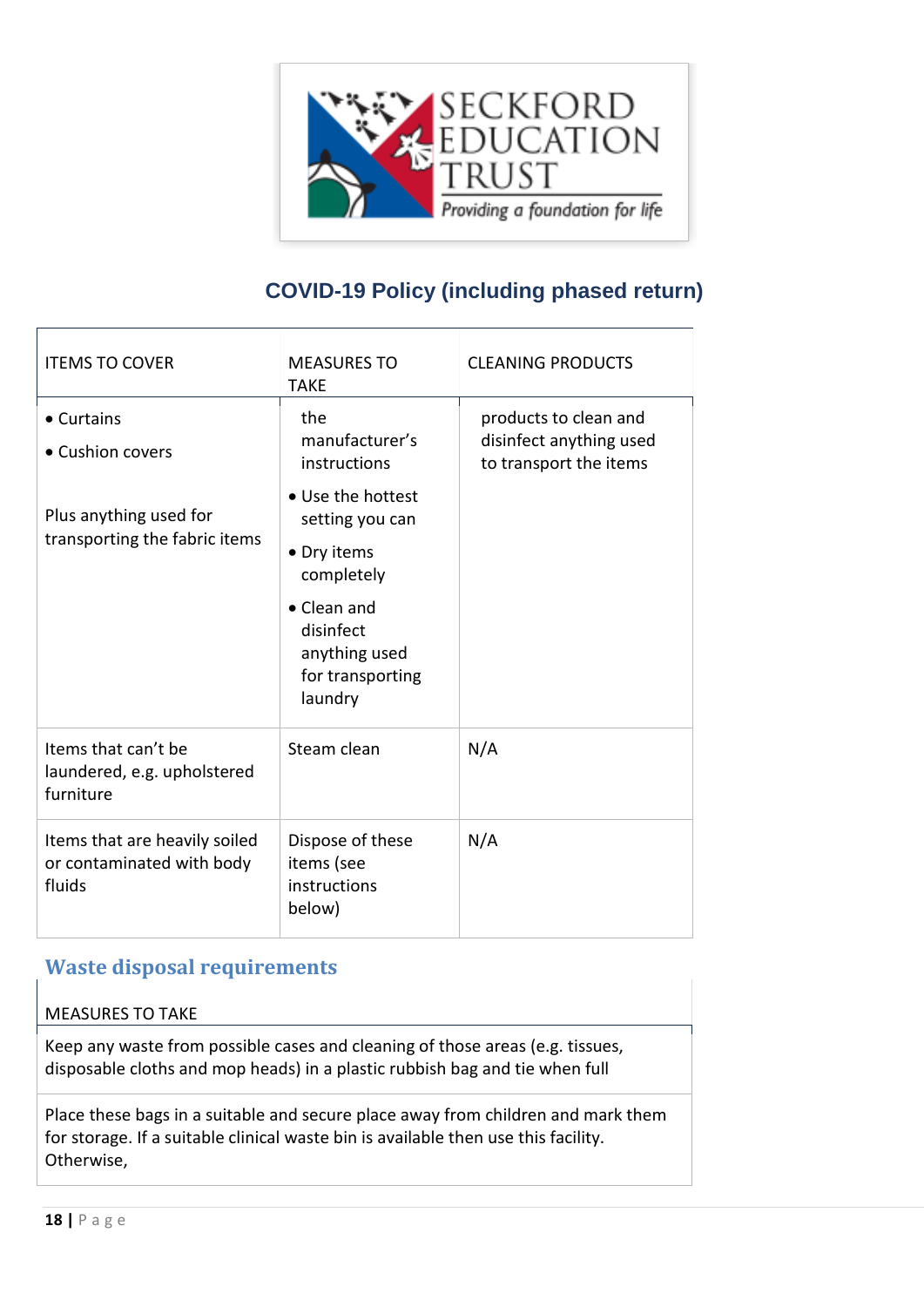## COVID-19 Policy (including phased return)

| ITEMS TO COVER | MEASURES TO TAKE | CLEANING PRODUCTS |
|---|---|---|
| • Curtains<br>• Cushion covers<br><br>Plus anything used for transporting the fabric items | the manufacturer's instructions<br>• Use the hottest setting you can<br>• Dry items completely<br>• Clean and disinfect anything used for transporting laundry | products to clean and disinfect anything used to transport the items |
| Items that can't be laundered, e.g. upholstered furniture | Steam clean | N/A |
| Items that are heavily soiled or contaminated with body fluids | Dispose of these items (see instructions below) | N/A |

## Waste disposal requirements

| MEASURES TO TAKE |
|---|
| Keep any waste from possible cases and cleaning of those areas (e.g. tissues, disposable cloths and mop heads) in a plastic rubbish bag and tie when full |
| Place these bags in a suitable and secure place away from children and mark them for storage. If a suitable clinical waste bin is available then use this facility. Otherwise, |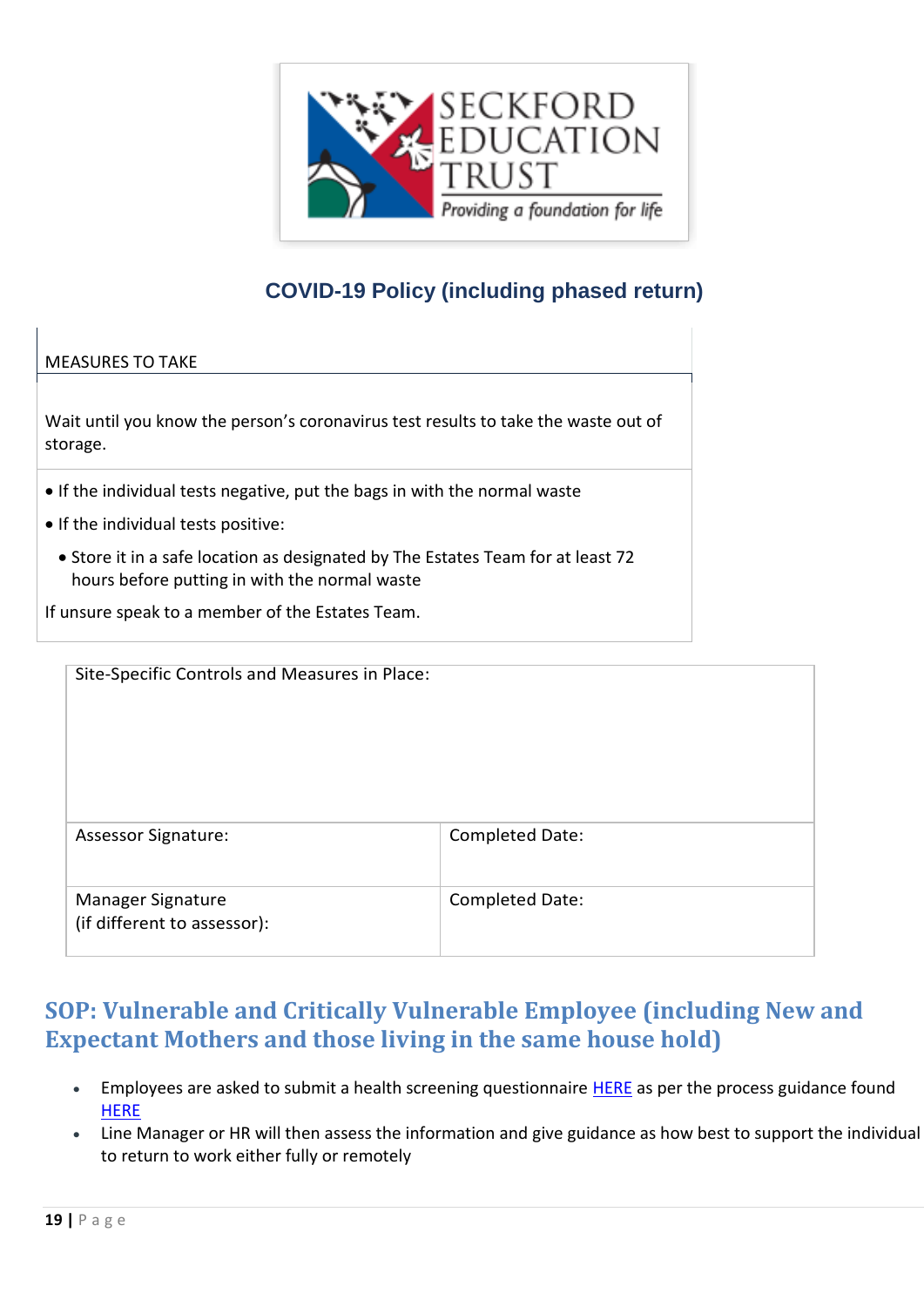# COVID-19 Policy (including phased return)

| MEASURES TO TAKE |
|---|
| Wait until you know the person's coronavirus test results to take the waste out of storage. |
| • If the individual tests negative, put the bags in with the normal waste<br>• If the individual tests positive:<br>  • Store it in a safe location as designated by The Estates Team for at least 72 hours before putting in with the normal waste<br>If unsure speak to a member of the Estates Team. |

| Site-Specific Controls and Measures in Place: | |
|---|---|
| Assessor Signature: | Completed Date: |
| Manager Signature<br>(if different to assessor): | Completed Date: |

## SOP: Vulnerable and Critically Vulnerable Employee (including New and Expectant Mothers and those living in the same house hold)

- Employees are asked to submit a health screening questionnaire HERE as per the process guidance found HERE
- Line Manager or HR will then assess the information and give guidance as how best to support the individual to return to work either fully or remotely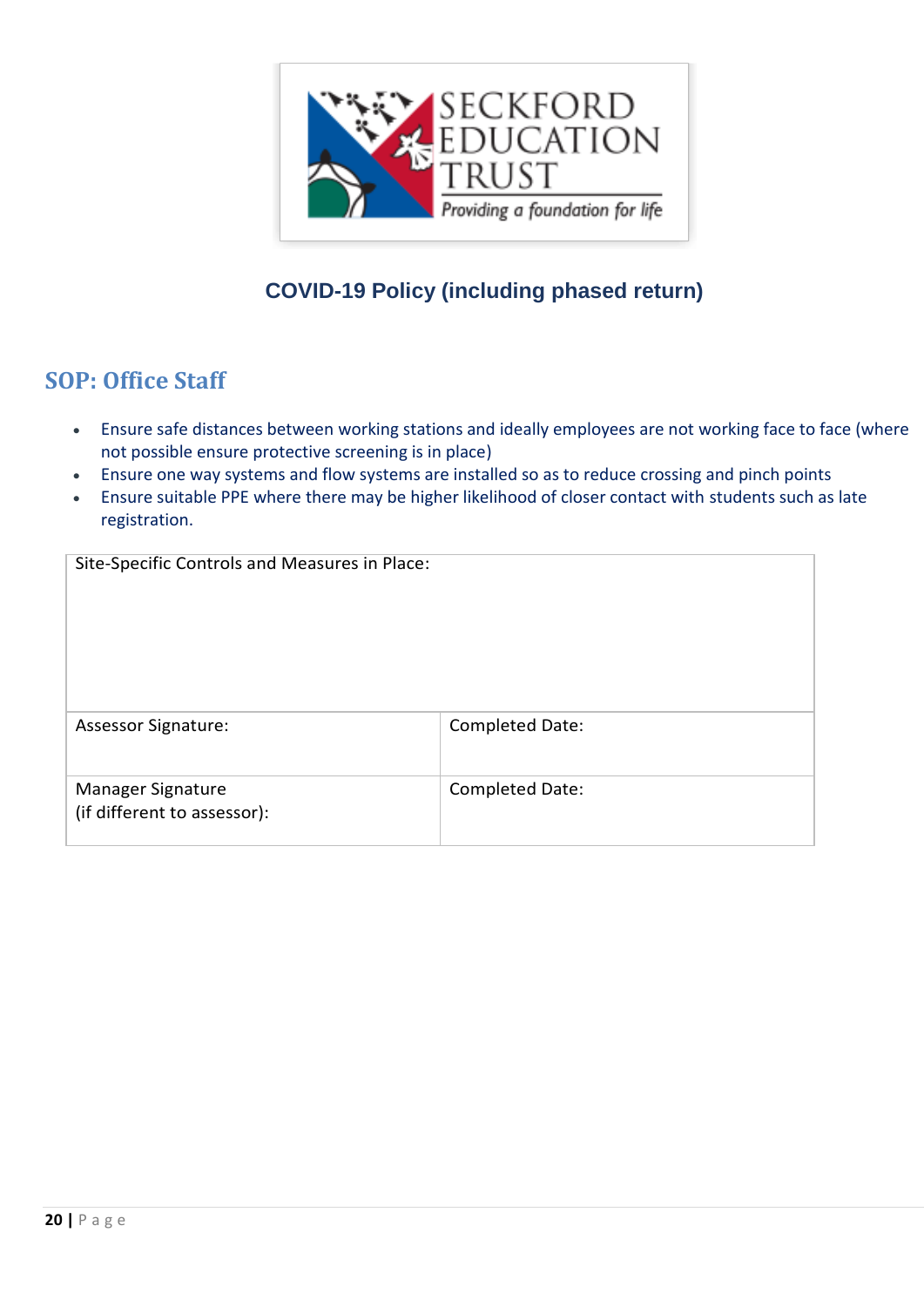## COVID-19 Policy (including phased return)

## SOP: Office Staff

- Ensure safe distances between working stations and ideally employees are not working face to face (where not possible ensure protective screening is in place)
- Ensure one way systems and flow systems are installed so as to reduce crossing and pinch points
- Ensure suitable PPE where there may be higher likelihood of closer contact with students such as late registration.

| Site-Specific Controls and Measures in Place: | |
|---|---|
| Assessor Signature: | Completed Date: |
| Manager Signature (if different to assessor): | Completed Date: |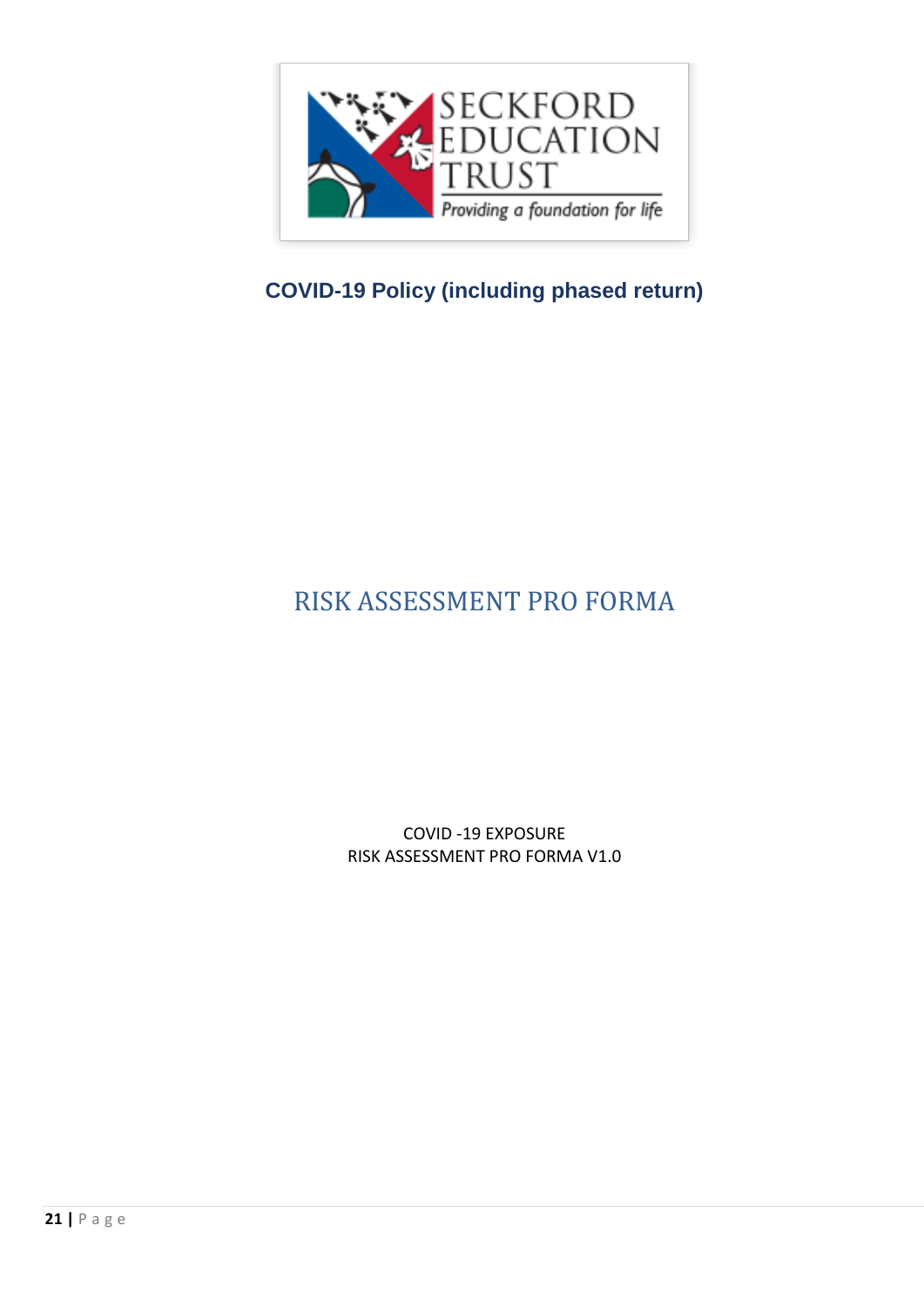**COVID-19 Policy (including phased return)**

# RISK ASSESSMENT PRO FORMA

COVID -19 EXPOSURE
RISK ASSESSMENT PRO FORMA V1.0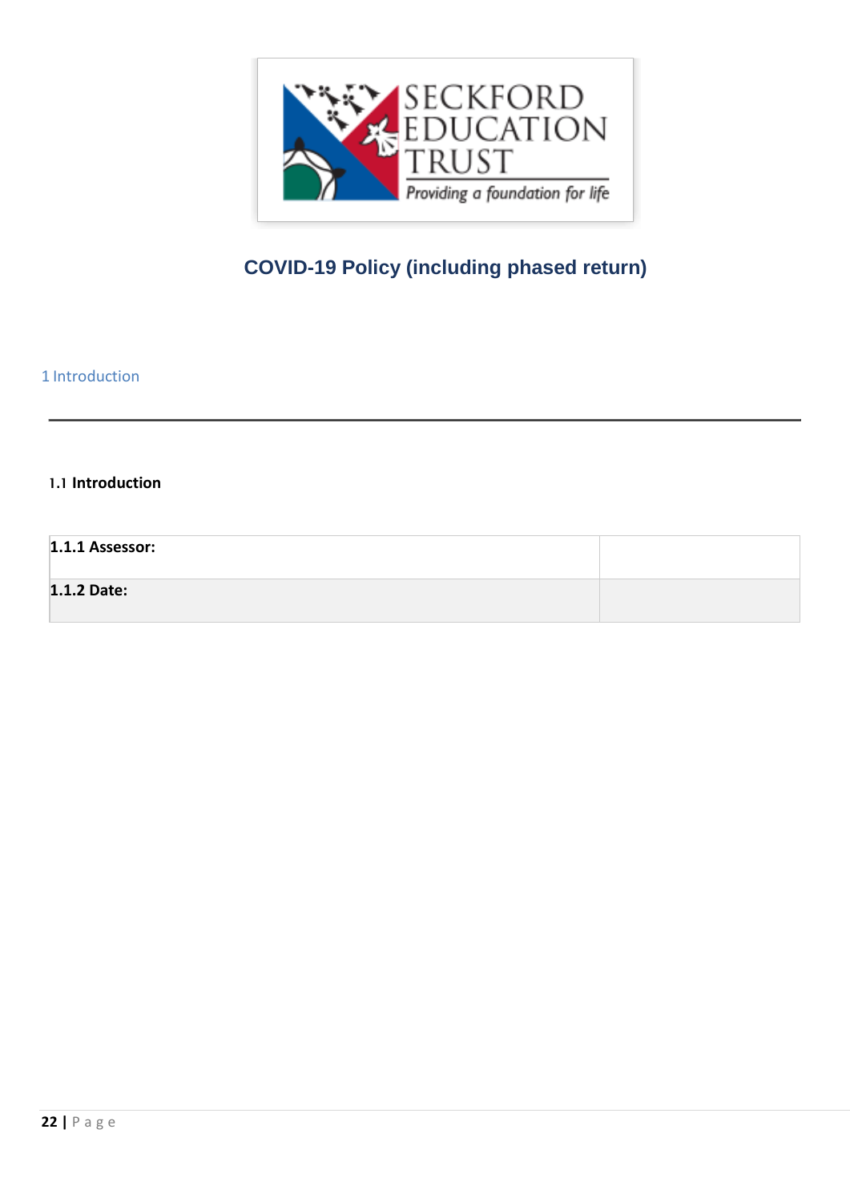# COVID-19 Policy (including phased return)

## 1 Introduction

---

### 1.1 Introduction

| **1.1.1 Assessor:** | |
|---|---|
| **1.1.2 Date:** | |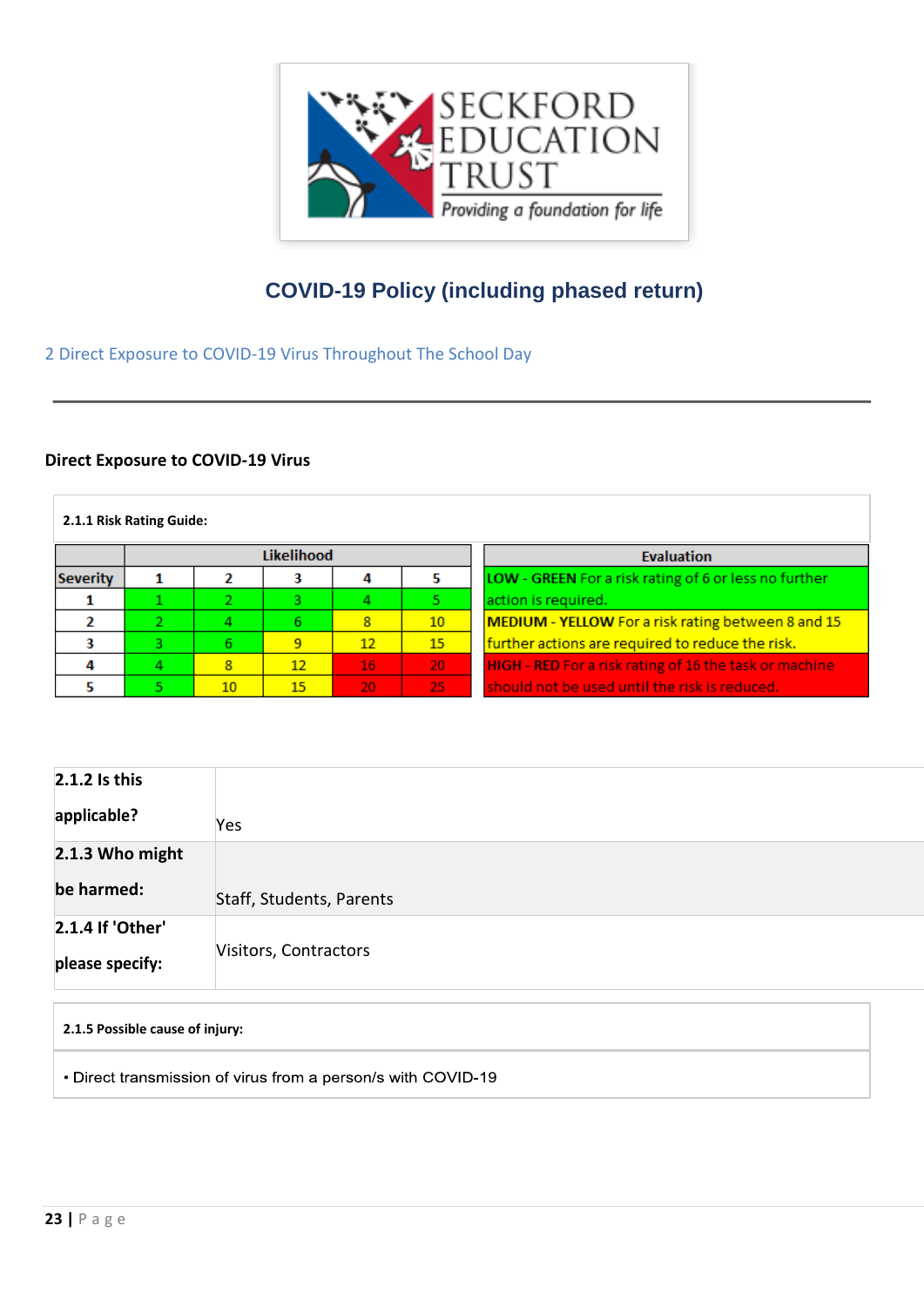SECKFORD EDUCATION TRUST

*Providing a foundation for life*

# COVID-19 Policy (including phased return)

2 Direct Exposure to COVID-19 Virus Throughout The School Day

---

### Direct Exposure to COVID-19 Virus

**2.1.1 Risk Rating Guide:**

| | Likelihood | | | | |
|---|---|---|---|---|---|
| **Severity** | **1** | **2** | **3** | **4** | **5** |
| **1** | 1 | 2 | 3 | 4 | 5 |
| **2** | 2 | 4 | 6 | 8 | 10 |
| **3** | 3 | 6 | 9 | 12 | 15 |
| **4** | 4 | 8 | 12 | 16 | 20 |
| **5** | 5 | 10 | 15 | 20 | 25 |

| Evaluation |
|---|
| **LOW - GREEN** For a risk rating of 6 or less no further action is required. |
| **MEDIUM - YELLOW** For a risk rating between 8 and 15 further actions are required to reduce the risk. |
| **HIGH - RED** For a risk rating of 16 the task or machine should not be used until the risk is reduced. |

| | |
|---|---|
| **2.1.2 Is this applicable?** | Yes |
| **2.1.3 Who might be harmed:** | Staff, Students, Parents |
| **2.1.4 If 'Other' please specify:** | Visitors, Contractors |

**2.1.5 Possible cause of injury:**

- Direct transmission of virus from a person/s with COVID-19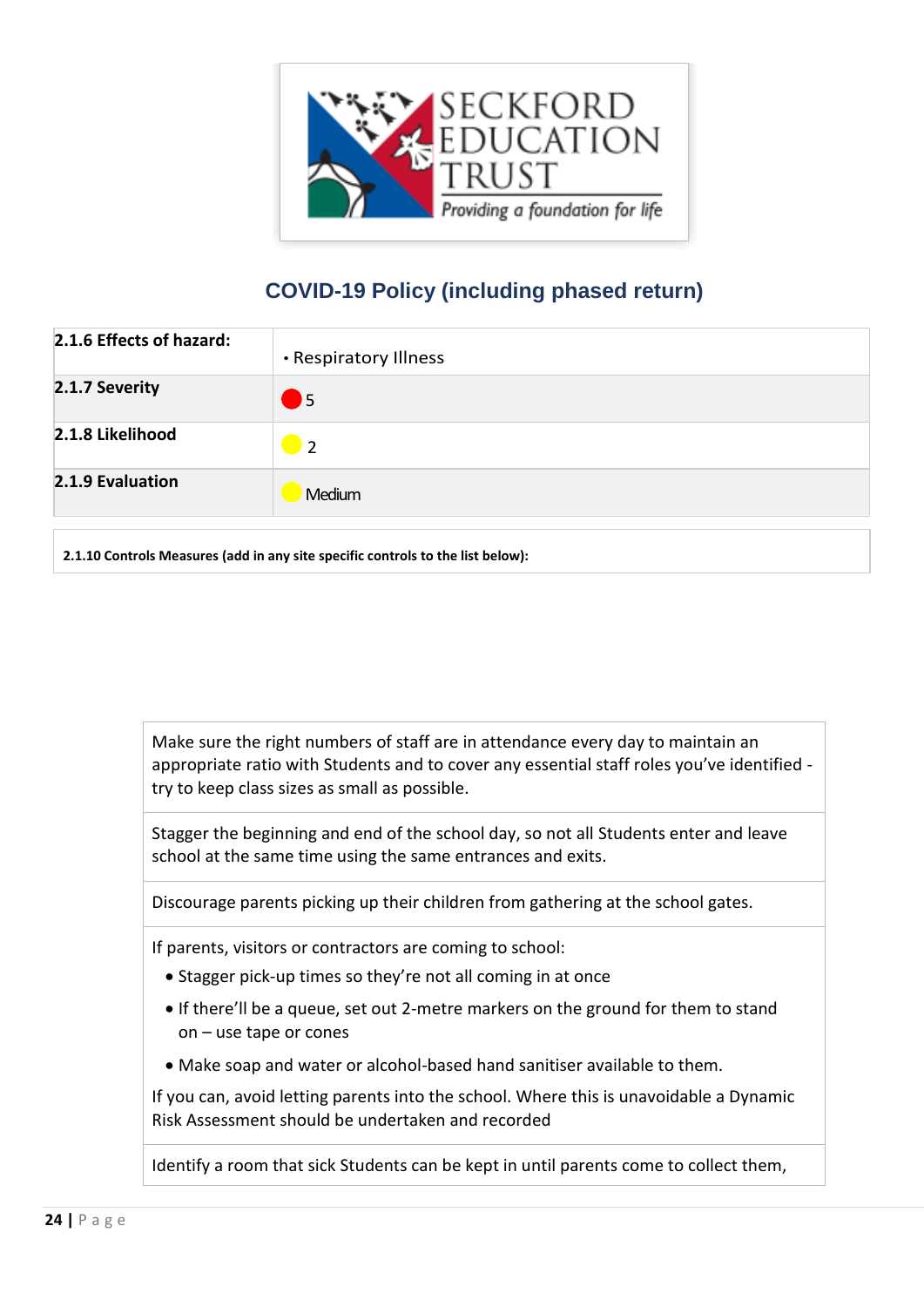## COVID-19 Policy (including phased return)

| **2.1.6 Effects of hazard:** | • Respiratory Illness |
|---|---|
| **2.1.7 Severity** | 5 |
| **2.1.8 Likelihood** | 2 |
| **2.1.9 Evaluation** | Medium |

**2.1.10 Controls Measures (add in any site specific controls to the list below):**

| |
|---|
| Make sure the right numbers of staff are in attendance every day to maintain an appropriate ratio with Students and to cover any essential staff roles you've identified - try to keep class sizes as small as possible. |
| Stagger the beginning and end of the school day, so not all Students enter and leave school at the same time using the same entrances and exits. |
| Discourage parents picking up their children from gathering at the school gates. |
| If parents, visitors or contractors are coming to school:<br>• Stagger pick-up times so they're not all coming in at once<br>• If there'll be a queue, set out 2-metre markers on the ground for them to stand on – use tape or cones<br>• Make soap and water or alcohol-based hand sanitiser available to them.<br>If you can, avoid letting parents into the school. Where this is unavoidable a Dynamic Risk Assessment should be undertaken and recorded |
| Identify a room that sick Students can be kept in until parents come to collect them, |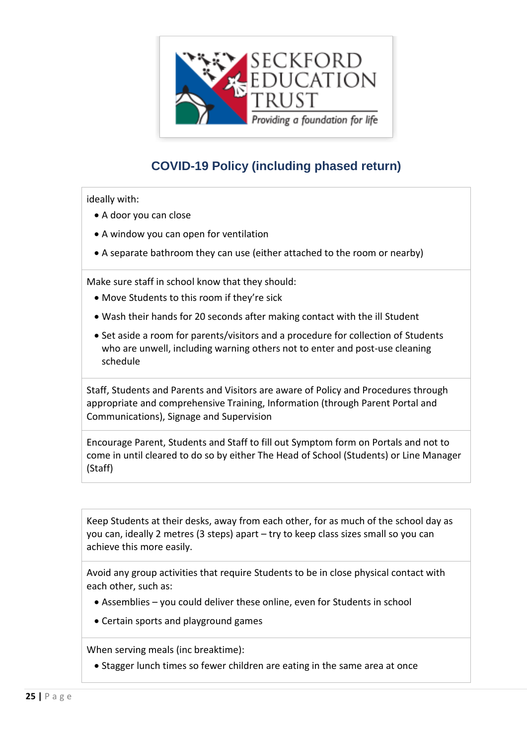# COVID-19 Policy (including phased return)

| |
|---|
| ideally with:<br>• A door you can close<br>• A window you can open for ventilation<br>• A separate bathroom they can use (either attached to the room or nearby) |
| Make sure staff in school know that they should:<br>• Move Students to this room if they're sick<br>• Wash their hands for 20 seconds after making contact with the ill Student<br>• Set aside a room for parents/visitors and a procedure for collection of Students who are unwell, including warning others not to enter and post-use cleaning schedule |
| Staff, Students and Parents and Visitors are aware of Policy and Procedures through appropriate and comprehensive Training, Information (through Parent Portal and Communications), Signage and Supervision |
| Encourage Parent, Students and Staff to fill out Symptom form on Portals and not to come in until cleared to do so by either The Head of School (Students) or Line Manager (Staff) |

| |
|---|
| Keep Students at their desks, away from each other, for as much of the school day as you can, ideally 2 metres (3 steps) apart – try to keep class sizes small so you can achieve this more easily. |
| Avoid any group activities that require Students to be in close physical contact with each other, such as:<br>• Assemblies – you could deliver these online, even for Students in school<br>• Certain sports and playground games |
| When serving meals (inc breaktime):<br>• Stagger lunch times so fewer children are eating in the same area at once |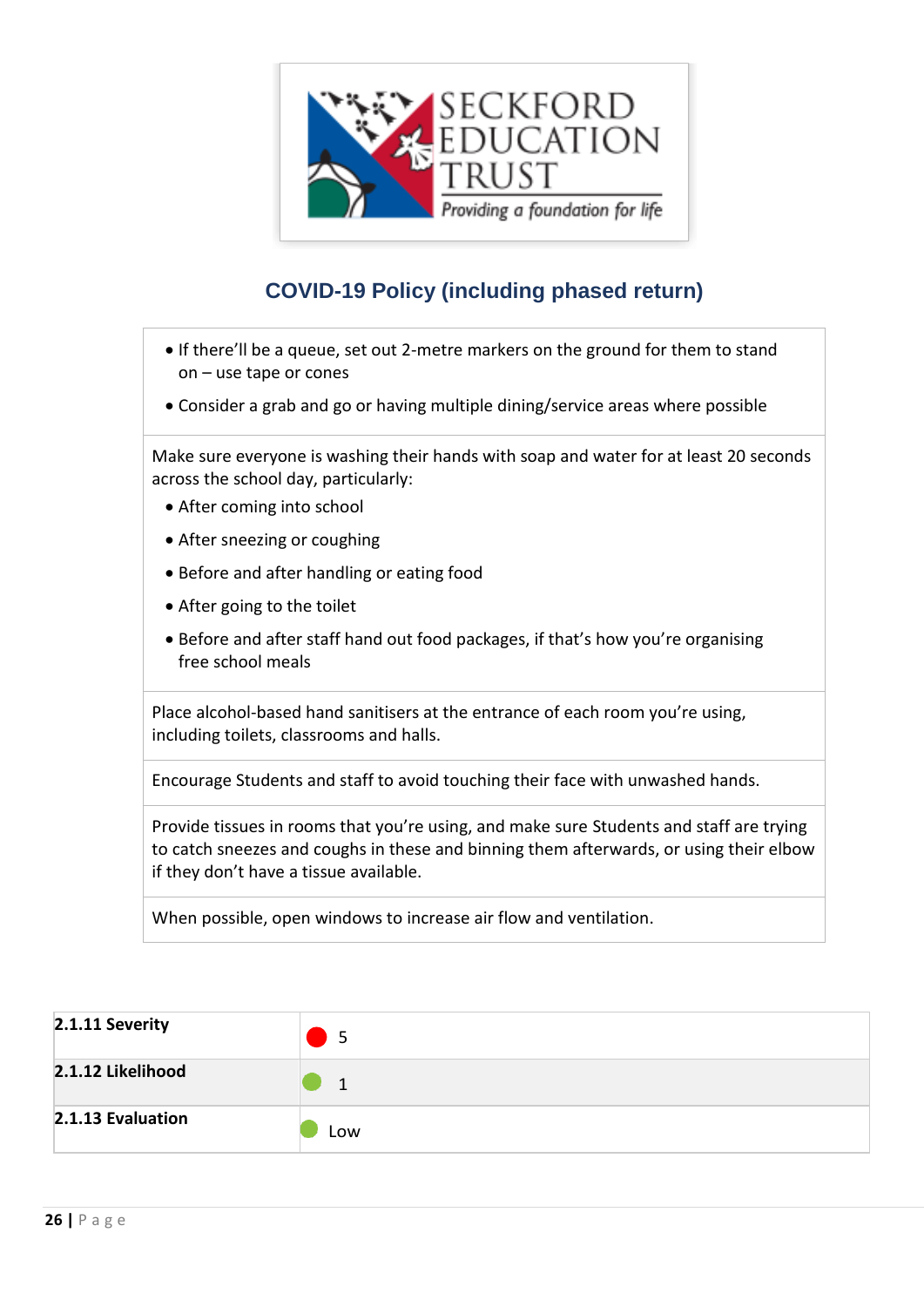# COVID-19 Policy (including phased return)

| |
|---|
| • If there'll be a queue, set out 2-metre markers on the ground for them to stand on – use tape or cones<br>• Consider a grab and go or having multiple dining/service areas where possible |
| Make sure everyone is washing their hands with soap and water for at least 20 seconds across the school day, particularly:<br>• After coming into school<br>• After sneezing or coughing<br>• Before and after handling or eating food<br>• After going to the toilet<br>• Before and after staff hand out food packages, if that's how you're organising free school meals |
| Place alcohol-based hand sanitisers at the entrance of each room you're using, including toilets, classrooms and halls. |
| Encourage Students and staff to avoid touching their face with unwashed hands. |
| Provide tissues in rooms that you're using, and make sure Students and staff are trying to catch sneezes and coughs in these and binning them afterwards, or using their elbow if they don't have a tissue available. |
| When possible, open windows to increase air flow and ventilation. |

| | |
|---|---|
| **2.1.11 Severity** | 5 |
| **2.1.12 Likelihood** | 1 |
| **2.1.13 Evaluation** | Low |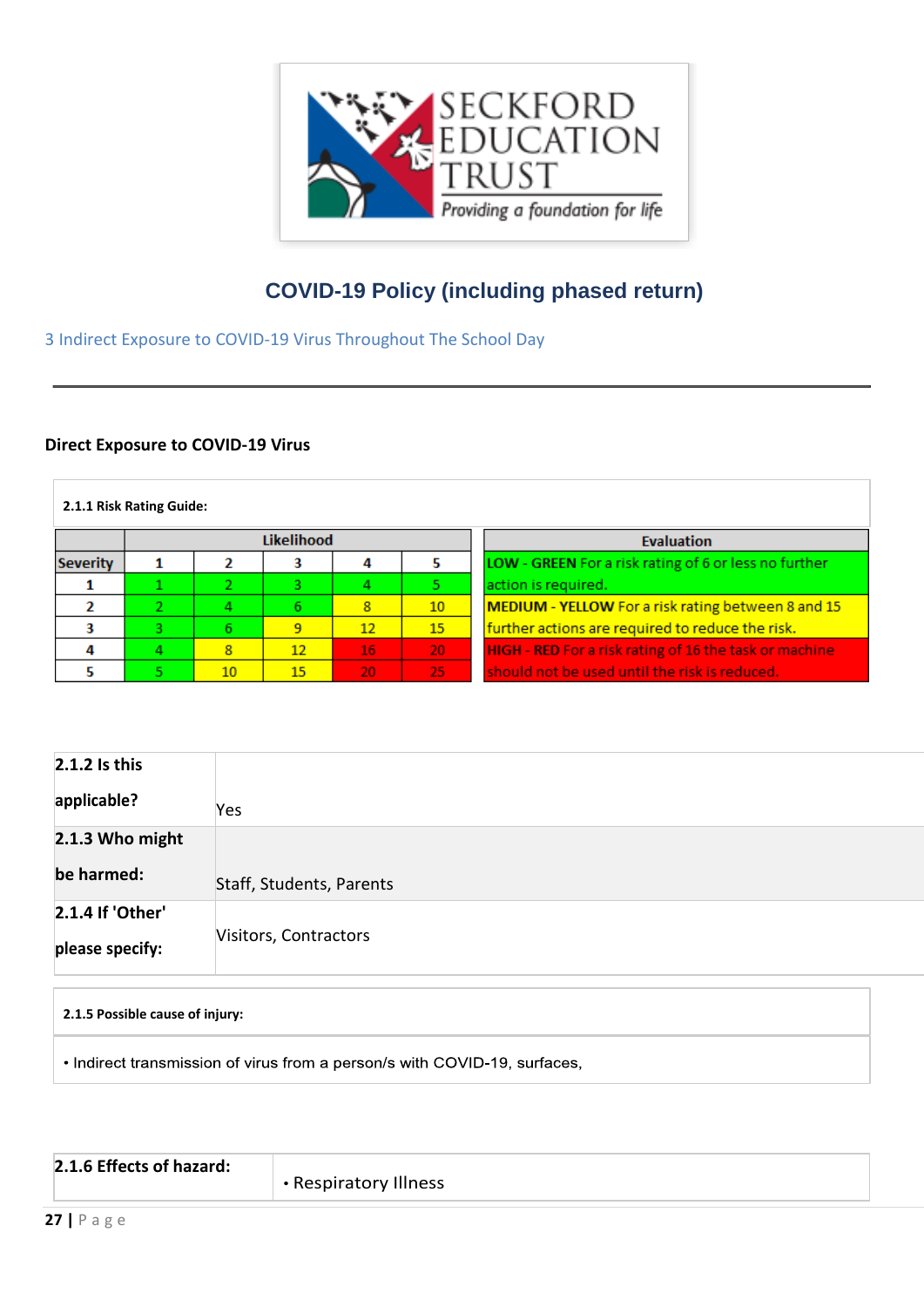# COVID-19 Policy (including phased return)

3 Indirect Exposure to COVID-19 Virus Throughout The School Day

---

### Direct Exposure to COVID-19 Virus

**2.1.1 Risk Rating Guide:**

| | Likelihood | | | | |
|---|---|---|---|---|---|
| **Severity** | **1** | **2** | **3** | **4** | **5** |
| **1** | 1 | 2 | 3 | 4 | 5 |
| **2** | 2 | 4 | 6 | 8 | 10 |
| **3** | 3 | 6 | 9 | 12 | 15 |
| **4** | 4 | 8 | 12 | 16 | 20 |
| **5** | 5 | 10 | 15 | 20 | 25 |

| Evaluation |
|---|
| **LOW - GREEN** For a risk rating of 6 or less no further action is required. |
| **MEDIUM - YELLOW** For a risk rating between 8 and 15 further actions are required to reduce the risk. |
| **HIGH - RED** For a risk rating of 16 the task or machine should not be used until the risk is reduced. |

| | |
|---|---|
| **2.1.2 Is this applicable?** | Yes |
| **2.1.3 Who might be harmed:** | Staff, Students, Parents |
| **2.1.4 If 'Other' please specify:** | Visitors, Contractors |

**2.1.5 Possible cause of injury:**

- Indirect transmission of virus from a person/s with COVID-19, surfaces,

| | |
|---|---|
| **2.1.6 Effects of hazard:** | • Respiratory Illness |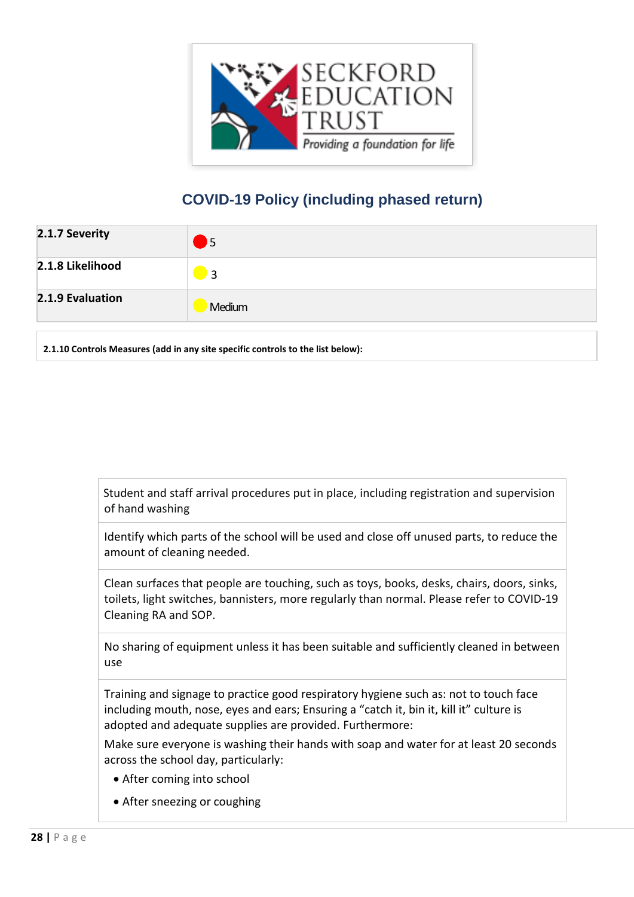## COVID-19 Policy (including phased return)

| | |
|---|---|
| **2.1.7 Severity** | 🔴 5 |
| **2.1.8 Likelihood** | 🟡 3 |
| **2.1.9 Evaluation** | 🟡 Medium |

**2.1.10 Controls Measures (add in any site specific controls to the list below):**

| |
|---|
| Student and staff arrival procedures put in place, including registration and supervision of hand washing |
| Identify which parts of the school will be used and close off unused parts, to reduce the amount of cleaning needed. |
| Clean surfaces that people are touching, such as toys, books, desks, chairs, doors, sinks, toilets, light switches, bannisters, more regularly than normal. Please refer to COVID-19 Cleaning RA and SOP. |
| No sharing of equipment unless it has been suitable and sufficiently cleaned in between use |
| Training and signage to practice good respiratory hygiene such as: not to touch face including mouth, nose, eyes and ears; Ensuring a “catch it, bin it, kill it” culture is adopted and adequate supplies are provided. Furthermore: Make sure everyone is washing their hands with soap and water for at least 20 seconds across the school day, particularly: • After coming into school • After sneezing or coughing |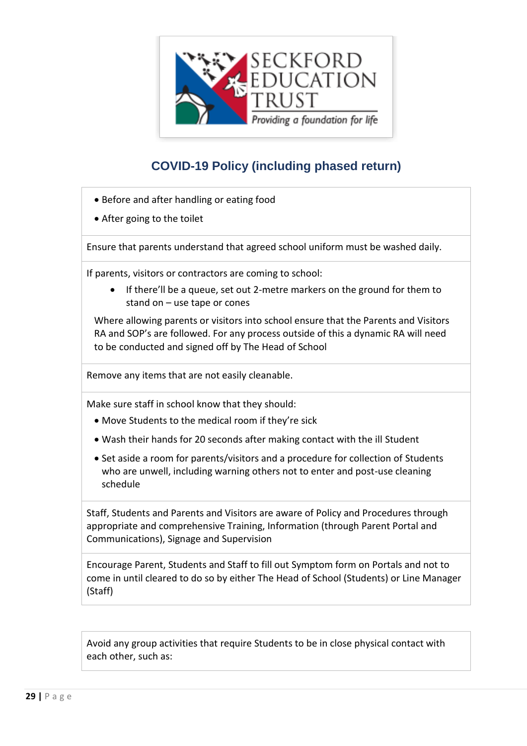## COVID-19 Policy (including phased return)

| |
|---|
| • Before and after handling or eating food<br>• After going to the toilet |
| Ensure that parents understand that agreed school uniform must be washed daily. |
| If parents, visitors or contractors are coming to school:<br>• If there'll be a queue, set out 2-metre markers on the ground for them to stand on – use tape or cones<br>Where allowing parents or visitors into school ensure that the Parents and Visitors RA and SOP's are followed. For any process outside of this a dynamic RA will need to be conducted and signed off by The Head of School |
| Remove any items that are not easily cleanable. |
| Make sure staff in school know that they should:<br>• Move Students to the medical room if they're sick<br>• Wash their hands for 20 seconds after making contact with the ill Student<br>• Set aside a room for parents/visitors and a procedure for collection of Students who are unwell, including warning others not to enter and post-use cleaning schedule |
| Staff, Students and Parents and Visitors are aware of Policy and Procedures through appropriate and comprehensive Training, Information (through Parent Portal and Communications), Signage and Supervision |
| Encourage Parent, Students and Staff to fill out Symptom form on Portals and not to come in until cleared to do so by either The Head of School (Students) or Line Manager (Staff) |

| |
|---|
| Avoid any group activities that require Students to be in close physical contact with each other, such as: |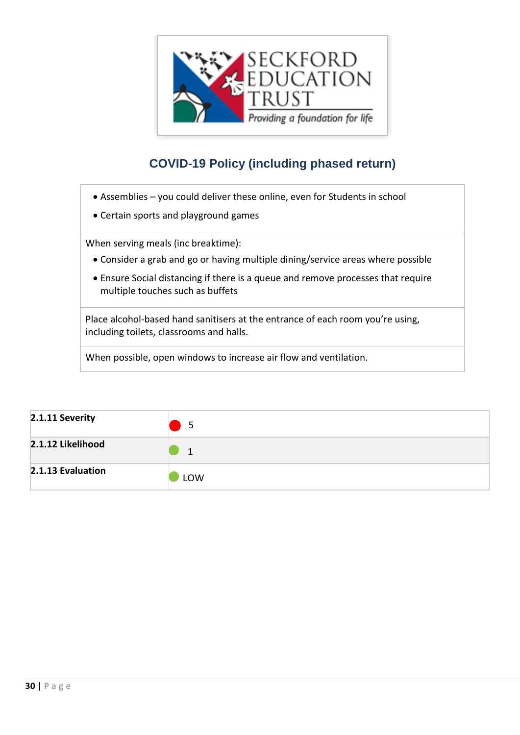# COVID-19 Policy (including phased return)

| |
|---|
| • Assemblies – you could deliver these online, even for Students in school<br>• Certain sports and playground games |
| When serving meals (inc breaktime):<br>• Consider a grab and go or having multiple dining/service areas where possible<br>• Ensure Social distancing if there is a queue and remove processes that require multiple touches such as buffets |
| Place alcohol-based hand sanitisers at the entrance of each room you're using, including toilets, classrooms and halls. |
| When possible, open windows to increase air flow and ventilation. |

| | |
|---|---|
| **2.1.11 Severity** | 5 |
| **2.1.12 Likelihood** | 1 |
| **2.1.13 Evaluation** | LOW |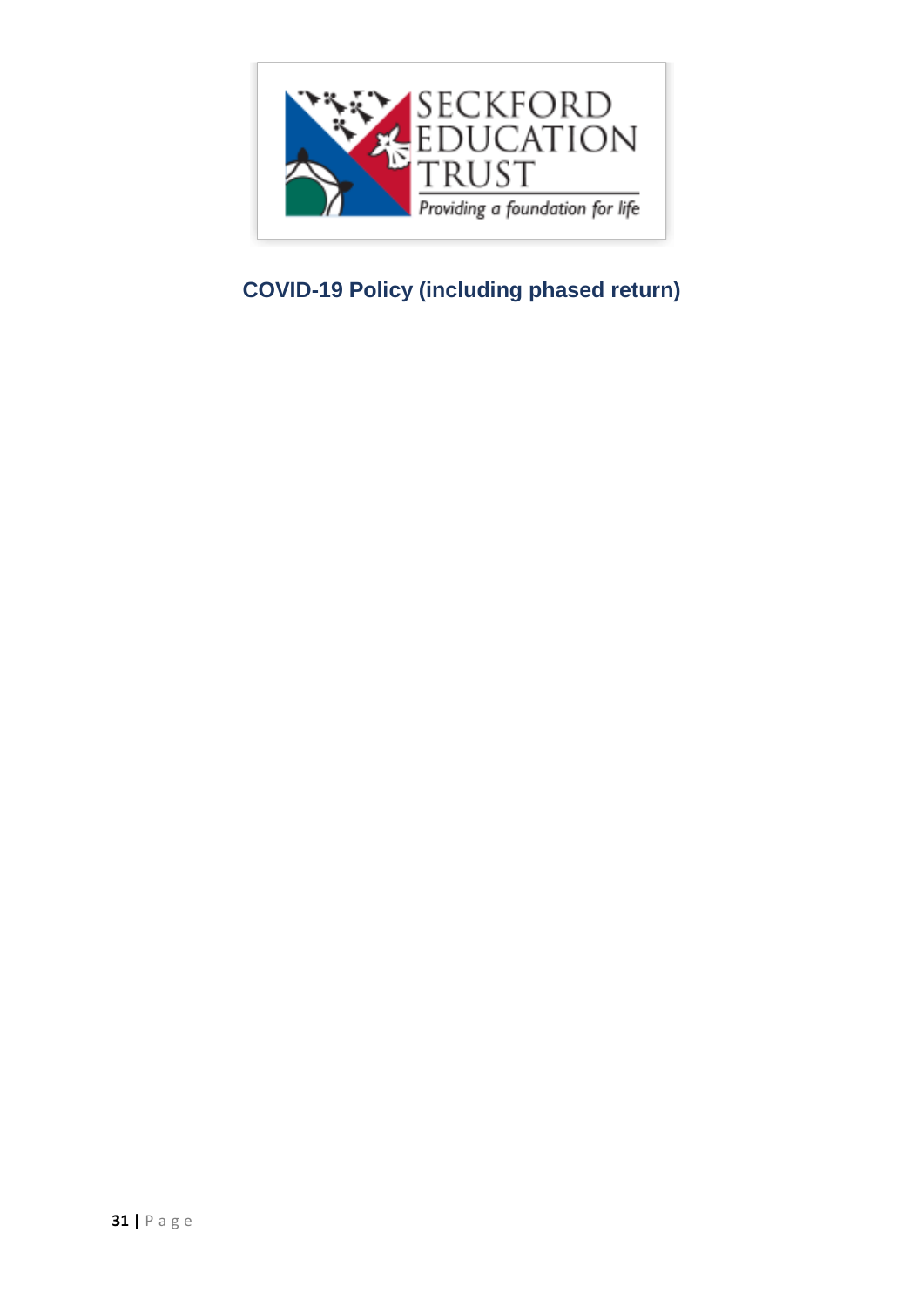# COVID-19 Policy (including phased return)